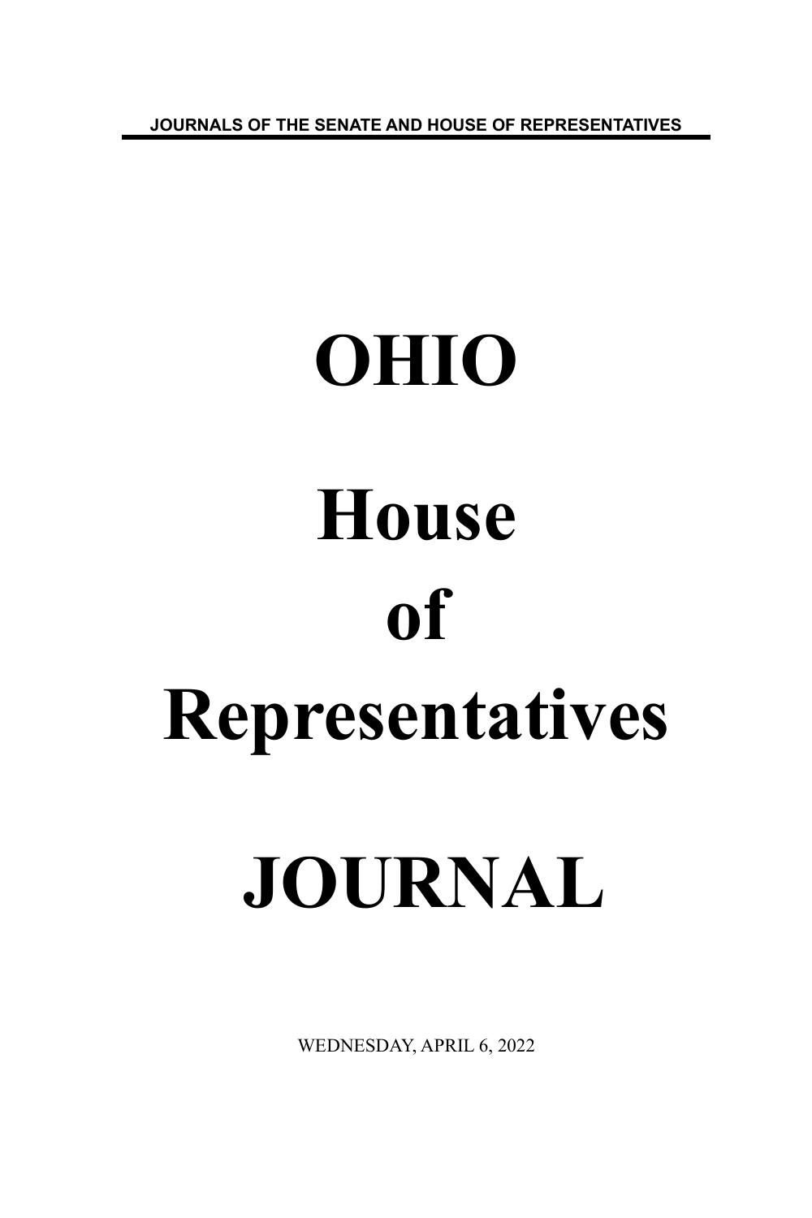JOURNALS OF THE SENATE AND HOUSE OF REPRESENTATIVES

# OHIO

# House

# of

# Representatives

# JOURNAL

WEDNESDAY, APRIL 6, 2022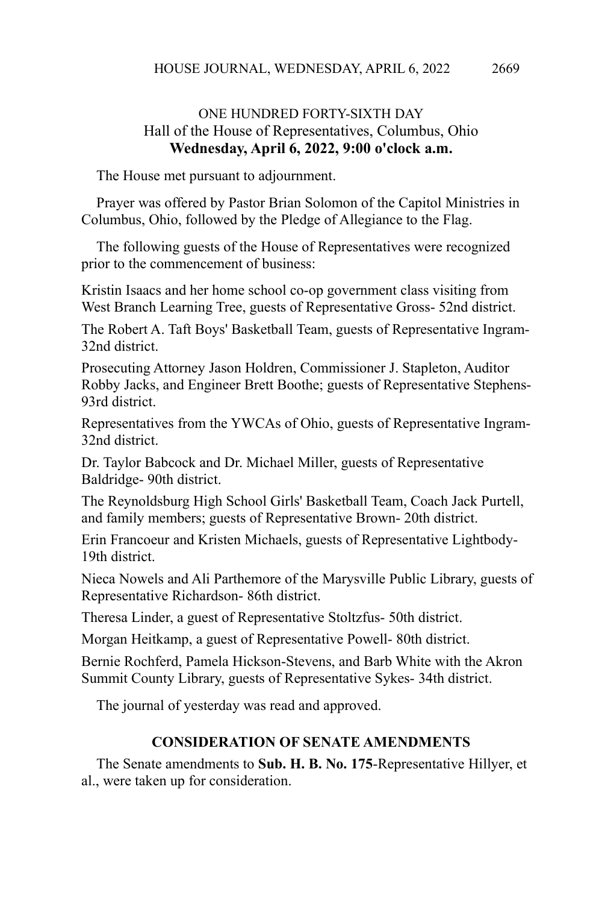ONE HUNDRED FORTY-SIXTH DAY

Hall of the House of Representatives, Columbus, Ohio

**Wednesday, April 6, 2022, 9:00 o'clock a.m.**

The House met pursuant to adjournment.

Prayer was offered by Pastor Brian Solomon of the Capitol Ministries in Columbus, Ohio, followed by the Pledge of Allegiance to the Flag.

The following guests of the House of Representatives were recognized prior to the commencement of business:

Kristin Isaacs and her home school co-op government class visiting from West Branch Learning Tree, guests of Representative Gross- 52nd district.

The Robert A. Taft Boys' Basketball Team, guests of Representative Ingram- 32nd district.

Prosecuting Attorney Jason Holdren, Commissioner J. Stapleton, Auditor Robby Jacks, and Engineer Brett Boothe; guests of Representative Stephens- 93rd district.

Representatives from the YWCAs of Ohio, guests of Representative Ingram- 32nd district.

Dr. Taylor Babcock and Dr. Michael Miller, guests of Representative Baldridge- 90th district.

The Reynoldsburg High School Girls' Basketball Team, Coach Jack Purtell, and family members; guests of Representative Brown- 20th district.

Erin Francoeur and Kristen Michaels, guests of Representative Lightbody- 19th district.

Nieca Nowels and Ali Parthemore of the Marysville Public Library, guests of Representative Richardson- 86th district.

Theresa Linder, a guest of Representative Stoltzfus- 50th district.

Morgan Heitkamp, a guest of Representative Powell- 80th district.

Bernie Rochferd, Pamela Hickson-Stevens, and Barb White with the Akron Summit County Library, guests of Representative Sykes- 34th district.

The journal of yesterday was read and approved.

## CONSIDERATION OF SENATE AMENDMENTS

The Senate amendments to **Sub. H. B. No. 175**-Representative Hillyer, et al., were taken up for consideration.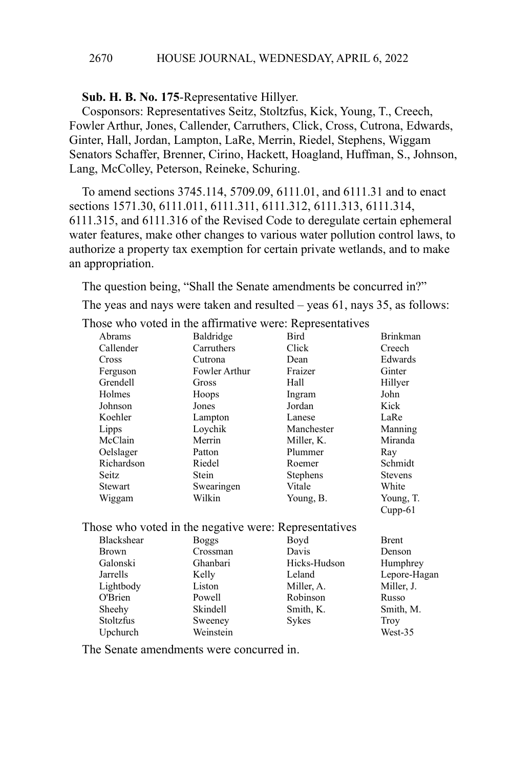**Sub. H. B. No. 175**-Representative Hillyer.

Cosponsors: Representatives Seitz, Stoltzfus, Kick, Young, T., Creech, Fowler Arthur, Jones, Callender, Carruthers, Click, Cross, Cutrona, Edwards, Ginter, Hall, Jordan, Lampton, LaRe, Merrin, Riedel, Stephens, Wiggam Senators Schaffer, Brenner, Cirino, Hackett, Hoagland, Huffman, S., Johnson, Lang, McColley, Peterson, Reineke, Schuring.

To amend sections 3745.114, 5709.09, 6111.01, and 6111.31 and to enact sections 1571.30, 6111.011, 6111.311, 6111.312, 6111.313, 6111.314, 6111.315, and 6111.316 of the Revised Code to deregulate certain ephemeral water features, make other changes to various water pollution control laws, to authorize a property tax exemption for certain private wetlands, and to make an appropriation.

The question being, "Shall the Senate amendments be concurred in?"

The yeas and nays were taken and resulted – yeas 61, nays 35, as follows:

Those who voted in the affirmative were: Representatives

| | | | |
|---|---|---|---|
| Abrams | Baldridge | Bird | Brinkman |
| Callender | Carruthers | Click | Creech |
| Cross | Cutrona | Dean | Edwards |
| Ferguson | Fowler Arthur | Fraizer | Ginter |
| Grendell | Gross | Hall | Hillyer |
| Holmes | Hoops | Ingram | John |
| Johnson | Jones | Jordan | Kick |
| Koehler | Lampton | Lanese | LaRe |
| Lipps | Loychik | Manchester | Manning |
| McClain | Merrin | Miller, K. | Miranda |
| Oelslager | Patton | Plummer | Ray |
| Richardson | Riedel | Roemer | Schmidt |
| Seitz | Stein | Stephens | Stevens |
| Stewart | Swearingen | Vitale | White |
| Wiggam | Wilkin | Young, B. | Young, T. |
| | | | Cupp-61 |

Those who voted in the negative were: Representatives

| | | | |
|---|---|---|---|
| Blackshear | Boggs | Boyd | Brent |
| Brown | Crossman | Davis | Denson |
| Galonski | Ghanbari | Hicks-Hudson | Humphrey |
| Jarrells | Kelly | Leland | Lepore-Hagan |
| Lightbody | Liston | Miller, A. | Miller, J. |
| O'Brien | Powell | Robinson | Russo |
| Sheehy | Skindell | Smith, K. | Smith, M. |
| Stoltzfus | Sweeney | Sykes | Troy |
| Upchurch | Weinstein | | West-35 |

The Senate amendments were concurred in.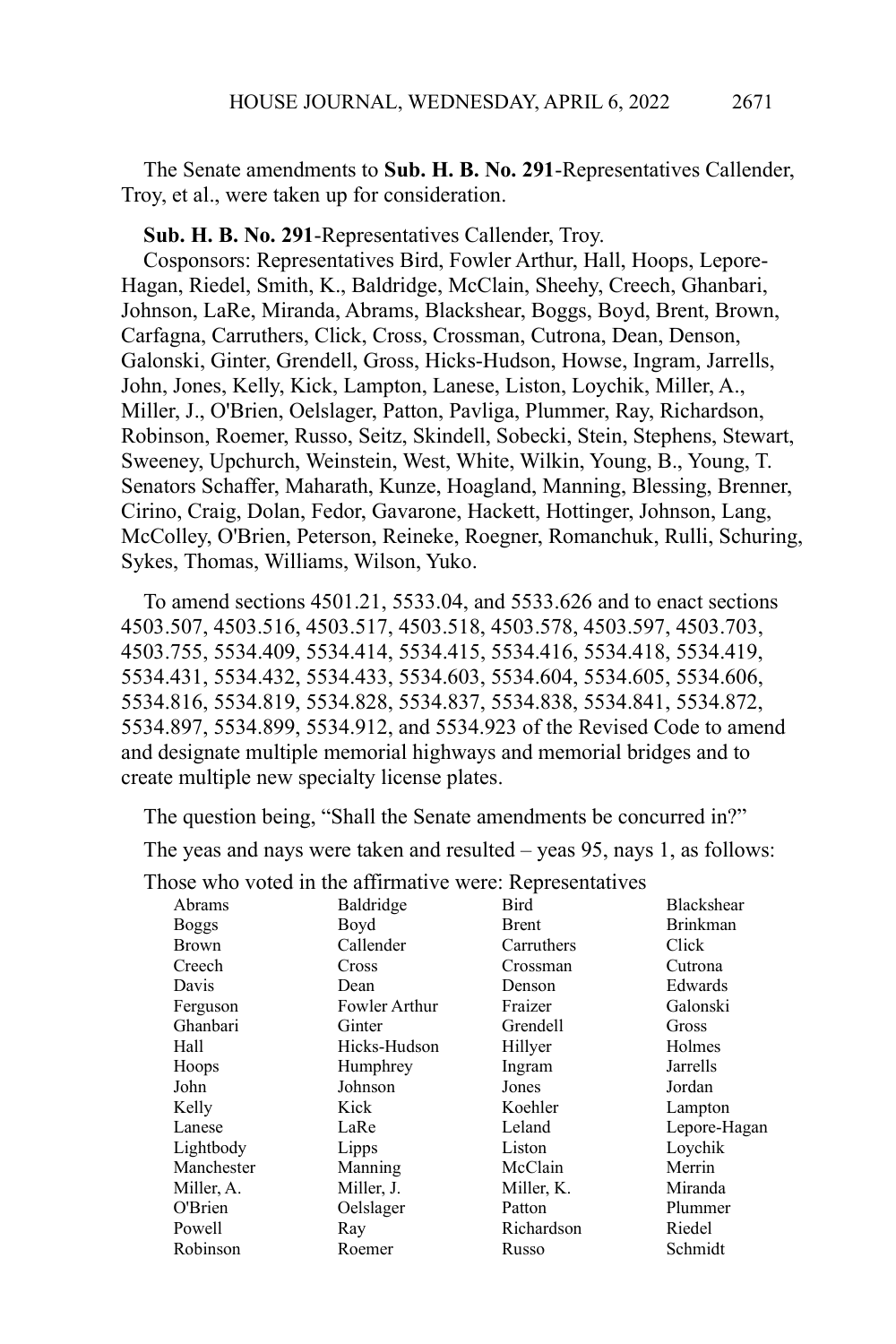The Senate amendments to **Sub. H. B. No. 291**-Representatives Callender, Troy, et al., were taken up for consideration.

**Sub. H. B. No. 291**-Representatives Callender, Troy.

Cosponsors: Representatives Bird, Fowler Arthur, Hall, Hoops, Lepore-Hagan, Riedel, Smith, K., Baldridge, McClain, Sheehy, Creech, Ghanbari, Johnson, LaRe, Miranda, Abrams, Blackshear, Boggs, Boyd, Brent, Brown, Carfagna, Carruthers, Click, Cross, Crossman, Cutrona, Dean, Denson, Galonski, Ginter, Grendell, Gross, Hicks-Hudson, Howse, Ingram, Jarrells, John, Jones, Kelly, Kick, Lampton, Lanese, Liston, Loychik, Miller, A., Miller, J., O'Brien, Oelslager, Patton, Pavliga, Plummer, Ray, Richardson, Robinson, Roemer, Russo, Seitz, Skindell, Sobecki, Stein, Stephens, Stewart, Sweeney, Upchurch, Weinstein, West, White, Wilkin, Young, B., Young, T. Senators Schaffer, Maharath, Kunze, Hoagland, Manning, Blessing, Brenner, Cirino, Craig, Dolan, Fedor, Gavarone, Hackett, Hottinger, Johnson, Lang, McColley, O'Brien, Peterson, Reineke, Roegner, Romanchuk, Rulli, Schuring, Sykes, Thomas, Williams, Wilson, Yuko.

To amend sections 4501.21, 5533.04, and 5533.626 and to enact sections 4503.507, 4503.516, 4503.517, 4503.518, 4503.578, 4503.597, 4503.703, 4503.755, 5534.409, 5534.414, 5534.415, 5534.416, 5534.418, 5534.419, 5534.431, 5534.432, 5534.433, 5534.603, 5534.604, 5534.605, 5534.606, 5534.816, 5534.819, 5534.828, 5534.837, 5534.838, 5534.841, 5534.872, 5534.897, 5534.899, 5534.912, and 5534.923 of the Revised Code to amend and designate multiple memorial highways and memorial bridges and to create multiple new specialty license plates.

The question being, "Shall the Senate amendments be concurred in?"

The yeas and nays were taken and resulted – yeas 95, nays 1, as follows:

Those who voted in the affirmative were: Representatives

| | | | |
|---|---|---|---|
| Abrams | Baldridge | Bird | Blackshear |
| Boggs | Boyd | Brent | Brinkman |
| Brown | Callender | Carruthers | Click |
| Creech | Cross | Crossman | Cutrona |
| Davis | Dean | Denson | Edwards |
| Ferguson | Fowler Arthur | Fraizer | Galonski |
| Ghanbari | Ginter | Grendell | Gross |
| Hall | Hicks-Hudson | Hillyer | Holmes |
| Hoops | Humphrey | Ingram | Jarrells |
| John | Johnson | Jones | Jordan |
| Kelly | Kick | Koehler | Lampton |
| Lanese | LaRe | Leland | Lepore-Hagan |
| Lightbody | Lipps | Liston | Loychik |
| Manchester | Manning | McClain | Merrin |
| Miller, A. | Miller, J. | Miller, K. | Miranda |
| O'Brien | Oelslager | Patton | Plummer |
| Powell | Ray | Richardson | Riedel |
| Robinson | Roemer | Russo | Schmidt |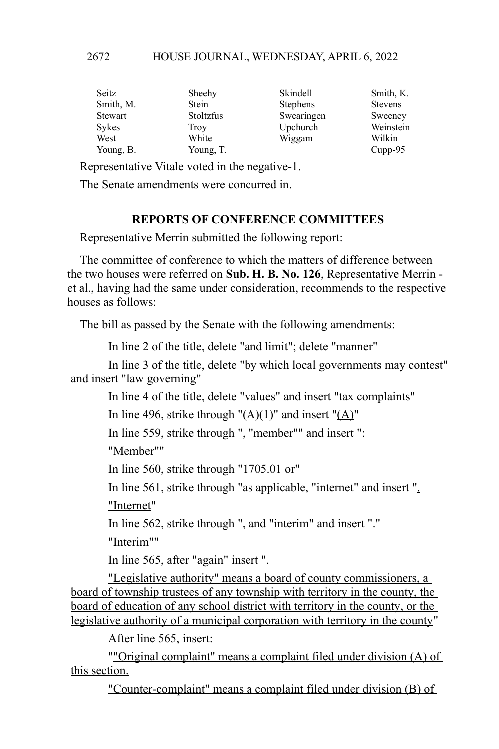| Seitz | Sheehy | Skindell | Smith, K. |
|---|---|---|---|
| Smith, M. | Stein | Stephens | Stevens |
| Stewart | Stoltzfus | Swearingen | Sweeney |
| Sykes | Troy | Upchurch | Weinstein |
| West | White | Wiggam | Wilkin |
| Young, B. | Young, T. | | Cupp-95 |

Representative Vitale voted in the negative-1.

The Senate amendments were concurred in.

## REPORTS OF CONFERENCE COMMITTEES

Representative Merrin submitted the following report:

The committee of conference to which the matters of difference between the two houses were referred on **Sub. H. B. No. 126**, Representative Merrin - et al., having had the same under consideration, recommends to the respective houses as follows:

The bill as passed by the Senate with the following amendments:

In line 2 of the title, delete "and limit"; delete "manner"

In line 3 of the title, delete "by which local governments may contest" and insert "law governing"

In line 4 of the title, delete "values" and insert "tax complaints"

In line 496, strike through "(A)(1)" and insert "<u>(A)</u>"

In line 559, strike through ", "member"" and insert "<u>:</u>

<u>"Member"</u>"

In line 560, strike through "1705.01 or"

In line 561, strike through "as applicable, "internet" and insert "<u>.</u>

<u>"Internet</u>"

In line 562, strike through ", and "interim" and insert "."

<u>"Interim"</u>"

In line 565, after "again" insert "<u>.</u>

<u>"Legislative authority" means a board of county commissioners, a board of township trustees of any township with territory in the county, the board of education of any school district with territory in the county, or the legislative authority of a municipal corporation with territory in the county</u>"

After line 565, insert:

"<u>"Original complaint" means a complaint filed under division (A) of this section.</u>

<u>"Counter-complaint" means a complaint filed under division (B) of</u>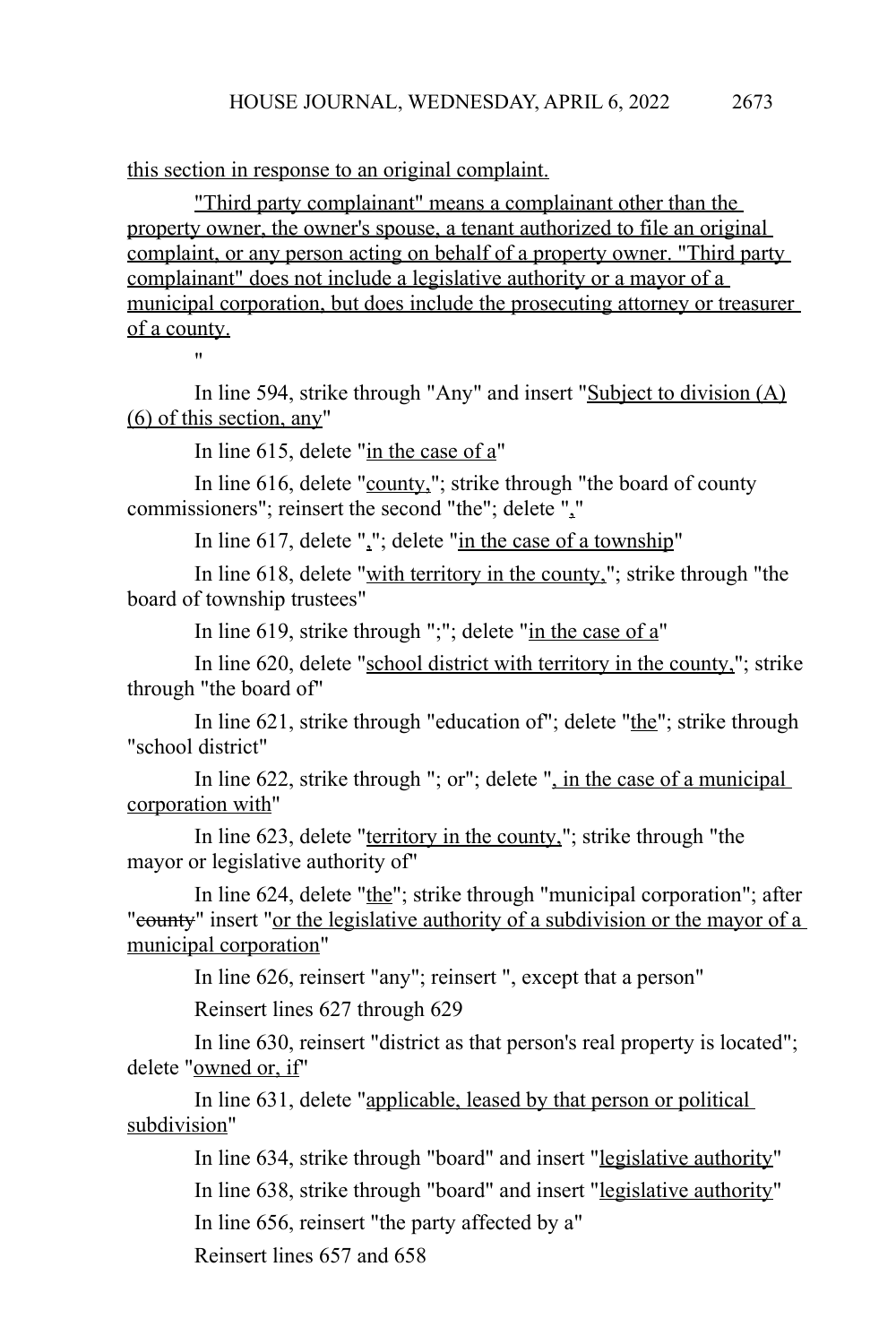this section in response to an original complaint.

"Third party complainant" means a complainant other than the property owner, the owner's spouse, a tenant authorized to file an original complaint, or any person acting on behalf of a property owner. "Third party complainant" does not include a legislative authority or a mayor of a municipal corporation, but does include the prosecuting attorney or treasurer of a county.

"

In line 594, strike through "Any" and insert "Subject to division (A)(6) of this section, any"

In line 615, delete "in the case of a"

In line 616, delete "county,"; strike through "the board of county commissioners"; reinsert the second "the"; delete ","

In line 617, delete ","; delete "in the case of a township"

In line 618, delete "with territory in the county,"; strike through "the board of township trustees"

In line 619, strike through ";"; delete "in the case of a"

In line 620, delete "school district with territory in the county,"; strike through "the board of"

In line 621, strike through "education of"; delete "the"; strike through "school district"

In line 622, strike through "; or"; delete ", in the case of a municipal corporation with"

In line 623, delete "territory in the county,"; strike through "the mayor or legislative authority of"

In line 624, delete "the"; strike through "municipal corporation"; after "~~county~~" insert "or the legislative authority of a subdivision or the mayor of a municipal corporation"

In line 626, reinsert "any"; reinsert ", except that a person"

Reinsert lines 627 through 629

In line 630, reinsert "district as that person's real property is located"; delete "owned or, if"

In line 631, delete "applicable, leased by that person or political subdivision"

In line 634, strike through "board" and insert "legislative authority"

In line 638, strike through "board" and insert "legislative authority"

In line 656, reinsert "the party affected by a"

Reinsert lines 657 and 658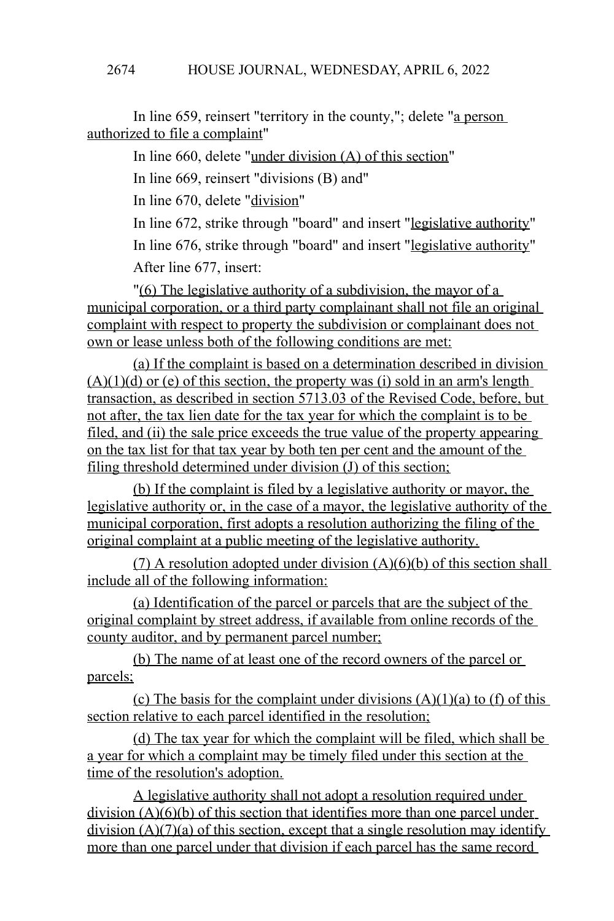In line 659, reinsert "territory in the county,"; delete "a person authorized to file a complaint"

In line 660, delete "under division (A) of this section"

In line 669, reinsert "divisions (B) and"

In line 670, delete "division"

In line 672, strike through "board" and insert "legislative authority"

In line 676, strike through "board" and insert "legislative authority"

After line 677, insert:

"(6) The legislative authority of a subdivision, the mayor of a municipal corporation, or a third party complainant shall not file an original complaint with respect to property the subdivision or complainant does not own or lease unless both of the following conditions are met:

(a) If the complaint is based on a determination described in division (A)(1)(d) or (e) of this section, the property was (i) sold in an arm's length transaction, as described in section 5713.03 of the Revised Code, before, but not after, the tax lien date for the tax year for which the complaint is to be filed, and (ii) the sale price exceeds the true value of the property appearing on the tax list for that tax year by both ten per cent and the amount of the filing threshold determined under division (J) of this section;

(b) If the complaint is filed by a legislative authority or mayor, the legislative authority or, in the case of a mayor, the legislative authority of the municipal corporation, first adopts a resolution authorizing the filing of the original complaint at a public meeting of the legislative authority.

(7) A resolution adopted under division (A)(6)(b) of this section shall include all of the following information:

(a) Identification of the parcel or parcels that are the subject of the original complaint by street address, if available from online records of the county auditor, and by permanent parcel number;

(b) The name of at least one of the record owners of the parcel or parcels;

(c) The basis for the complaint under divisions (A)(1)(a) to (f) of this section relative to each parcel identified in the resolution;

(d) The tax year for which the complaint will be filed, which shall be a year for which a complaint may be timely filed under this section at the time of the resolution's adoption.

A legislative authority shall not adopt a resolution required under division (A)(6)(b) of this section that identifies more than one parcel under division (A)(7)(a) of this section, except that a single resolution may identify more than one parcel under that division if each parcel has the same record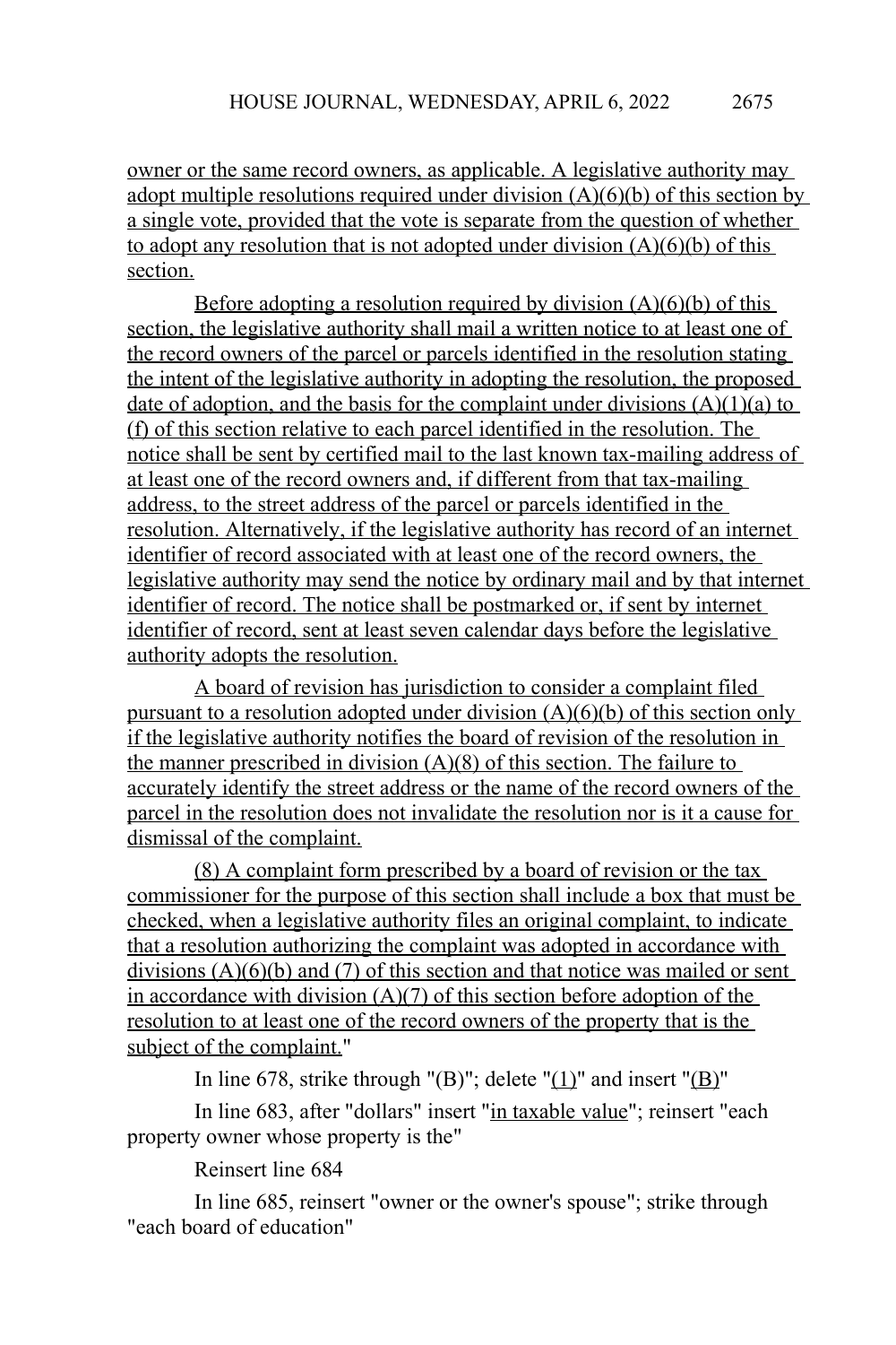owner or the same record owners, as applicable. A legislative authority may adopt multiple resolutions required under division (A)(6)(b) of this section by a single vote, provided that the vote is separate from the question of whether to adopt any resolution that is not adopted under division (A)(6)(b) of this section.

Before adopting a resolution required by division (A)(6)(b) of this section, the legislative authority shall mail a written notice to at least one of the record owners of the parcel or parcels identified in the resolution stating the intent of the legislative authority in adopting the resolution, the proposed date of adoption, and the basis for the complaint under divisions (A)(1)(a) to (f) of this section relative to each parcel identified in the resolution. The notice shall be sent by certified mail to the last known tax-mailing address of at least one of the record owners and, if different from that tax-mailing address, to the street address of the parcel or parcels identified in the resolution. Alternatively, if the legislative authority has record of an internet identifier of record associated with at least one of the record owners, the legislative authority may send the notice by ordinary mail and by that internet identifier of record. The notice shall be postmarked or, if sent by internet identifier of record, sent at least seven calendar days before the legislative authority adopts the resolution.

A board of revision has jurisdiction to consider a complaint filed pursuant to a resolution adopted under division (A)(6)(b) of this section only if the legislative authority notifies the board of revision of the resolution in the manner prescribed in division (A)(8) of this section. The failure to accurately identify the street address or the name of the record owners of the parcel in the resolution does not invalidate the resolution nor is it a cause for dismissal of the complaint.

(8) A complaint form prescribed by a board of revision or the tax commissioner for the purpose of this section shall include a box that must be checked, when a legislative authority files an original complaint, to indicate that a resolution authorizing the complaint was adopted in accordance with divisions (A)(6)(b) and (7) of this section and that notice was mailed or sent in accordance with division (A)(7) of this section before adoption of the resolution to at least one of the record owners of the property that is the subject of the complaint."

In line 678, strike through "(B)"; delete "(1)" and insert "(B)"

In line 683, after "dollars" insert "in taxable value"; reinsert "each property owner whose property is the"

Reinsert line 684

In line 685, reinsert "owner or the owner's spouse"; strike through "each board of education"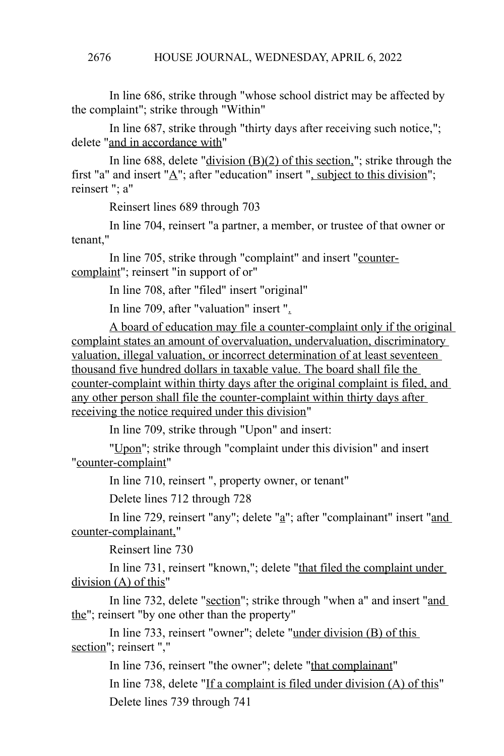In line 686, strike through "whose school district may be affected by the complaint"; strike through "Within"

In line 687, strike through "thirty days after receiving such notice,"; delete "<u>and in accordance with</u>"

In line 688, delete "<u>division (B)(2) of this section,</u>"; strike through the first "a" and insert "<u>A</u>"; after "education" insert "<u>, subject to this division</u>"; reinsert "; a"

Reinsert lines 689 through 703

In line 704, reinsert "a partner, a member, or trustee of that owner or tenant,"

In line 705, strike through "complaint" and insert "<u>counter-complaint</u>"; reinsert "in support of or"

In line 708, after "filed" insert "original"

In line 709, after "valuation" insert "<u>.</u>

<u>A board of education may file a counter-complaint only if the original complaint states an amount of overvaluation, undervaluation, discriminatory valuation, illegal valuation, or incorrect determination of at least seventeen thousand five hundred dollars in taxable value. The board shall file the counter-complaint within thirty days after the original complaint is filed, and any other person shall file the counter-complaint within thirty days after receiving the notice required under this division</u>"

In line 709, strike through "Upon" and insert:

"<u>Upon</u>"; strike through "complaint under this division" and insert "<u>counter-complaint</u>"

In line 710, reinsert ", property owner, or tenant"

Delete lines 712 through 728

In line 729, reinsert "any"; delete "<u>a</u>"; after "complainant" insert "<u>and counter-complainant,</u>"

Reinsert line 730

In line 731, reinsert "known,"; delete "<u>that filed the complaint under division (A) of this</u>"

In line 732, delete "<u>section</u>"; strike through "when a" and insert "<u>and the</u>"; reinsert "by one other than the property"

In line 733, reinsert "owner"; delete "<u>under division (B) of this section</u>"; reinsert ","

In line 736, reinsert "the owner"; delete "<u>that complainant</u>"

In line 738, delete "<u>If a complaint is filed under division (A) of this</u>"

Delete lines 739 through 741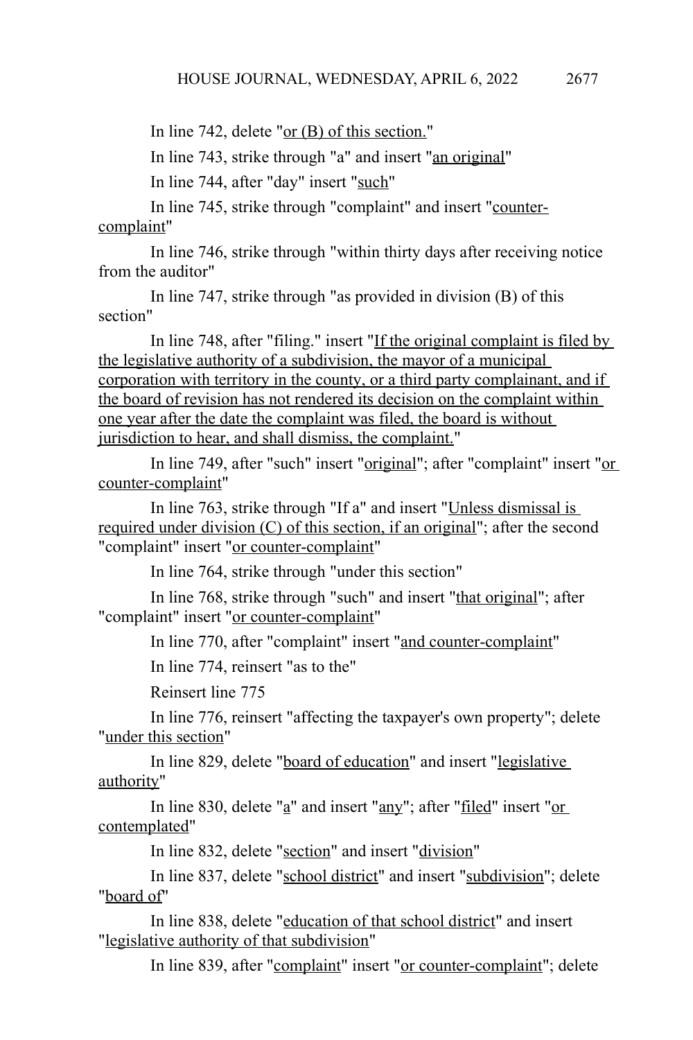In line 742, delete "or (B) of this section."

In line 743, strike through "a" and insert "an original"

In line 744, after "day" insert "such"

In line 745, strike through "complaint" and insert "counter-complaint"

In line 746, strike through "within thirty days after receiving notice from the auditor"

In line 747, strike through "as provided in division (B) of this section"

In line 748, after "filing." insert "If the original complaint is filed by the legislative authority of a subdivision, the mayor of a municipal corporation with territory in the county, or a third party complainant, and if the board of revision has not rendered its decision on the complaint within one year after the date the complaint was filed, the board is without jurisdiction to hear, and shall dismiss, the complaint."

In line 749, after "such" insert "original"; after "complaint" insert "or counter-complaint"

In line 763, strike through "If a" and insert "Unless dismissal is required under division (C) of this section, if an original"; after the second "complaint" insert "or counter-complaint"

In line 764, strike through "under this section"

In line 768, strike through "such" and insert "that original"; after "complaint" insert "or counter-complaint"

In line 770, after "complaint" insert "and counter-complaint"

In line 774, reinsert "as to the"

Reinsert line 775

In line 776, reinsert "affecting the taxpayer's own property"; delete "under this section"

In line 829, delete "board of education" and insert "legislative authority"

In line 830, delete "a" and insert "any"; after "filed" insert "or contemplated"

In line 832, delete "section" and insert "division"

In line 837, delete "school district" and insert "subdivision"; delete "board of"

In line 838, delete "education of that school district" and insert "legislative authority of that subdivision"

In line 839, after "complaint" insert "or counter-complaint"; delete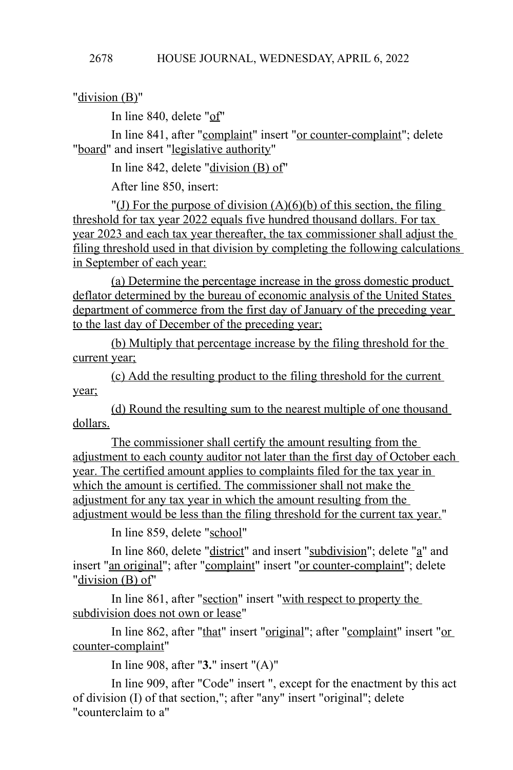"division (B)"

In line 840, delete "of"

In line 841, after "complaint" insert "or counter-complaint"; delete "board" and insert "legislative authority"

In line 842, delete "division (B) of"

After line 850, insert:

"(J) For the purpose of division (A)(6)(b) of this section, the filing threshold for tax year 2022 equals five hundred thousand dollars. For tax year 2023 and each tax year thereafter, the tax commissioner shall adjust the filing threshold used in that division by completing the following calculations in September of each year:

(a) Determine the percentage increase in the gross domestic product deflator determined by the bureau of economic analysis of the United States department of commerce from the first day of January of the preceding year to the last day of December of the preceding year;

(b) Multiply that percentage increase by the filing threshold for the current year;

(c) Add the resulting product to the filing threshold for the current year;

(d) Round the resulting sum to the nearest multiple of one thousand dollars.

The commissioner shall certify the amount resulting from the adjustment to each county auditor not later than the first day of October each year. The certified amount applies to complaints filed for the tax year in which the amount is certified. The commissioner shall not make the adjustment for any tax year in which the amount resulting from the adjustment would be less than the filing threshold for the current tax year."

In line 859, delete "school"

In line 860, delete "district" and insert "subdivision"; delete "a" and insert "an original"; after "complaint" insert "or counter-complaint"; delete "division (B) of"

In line 861, after "section" insert "with respect to property the subdivision does not own or lease"

In line 862, after "that" insert "original"; after "complaint" insert "or counter-complaint"

In line 908, after "**3.**" insert "(A)"

In line 909, after "Code" insert ", except for the enactment by this act of division (I) of that section,"; after "any" insert "original"; delete "counterclaim to a"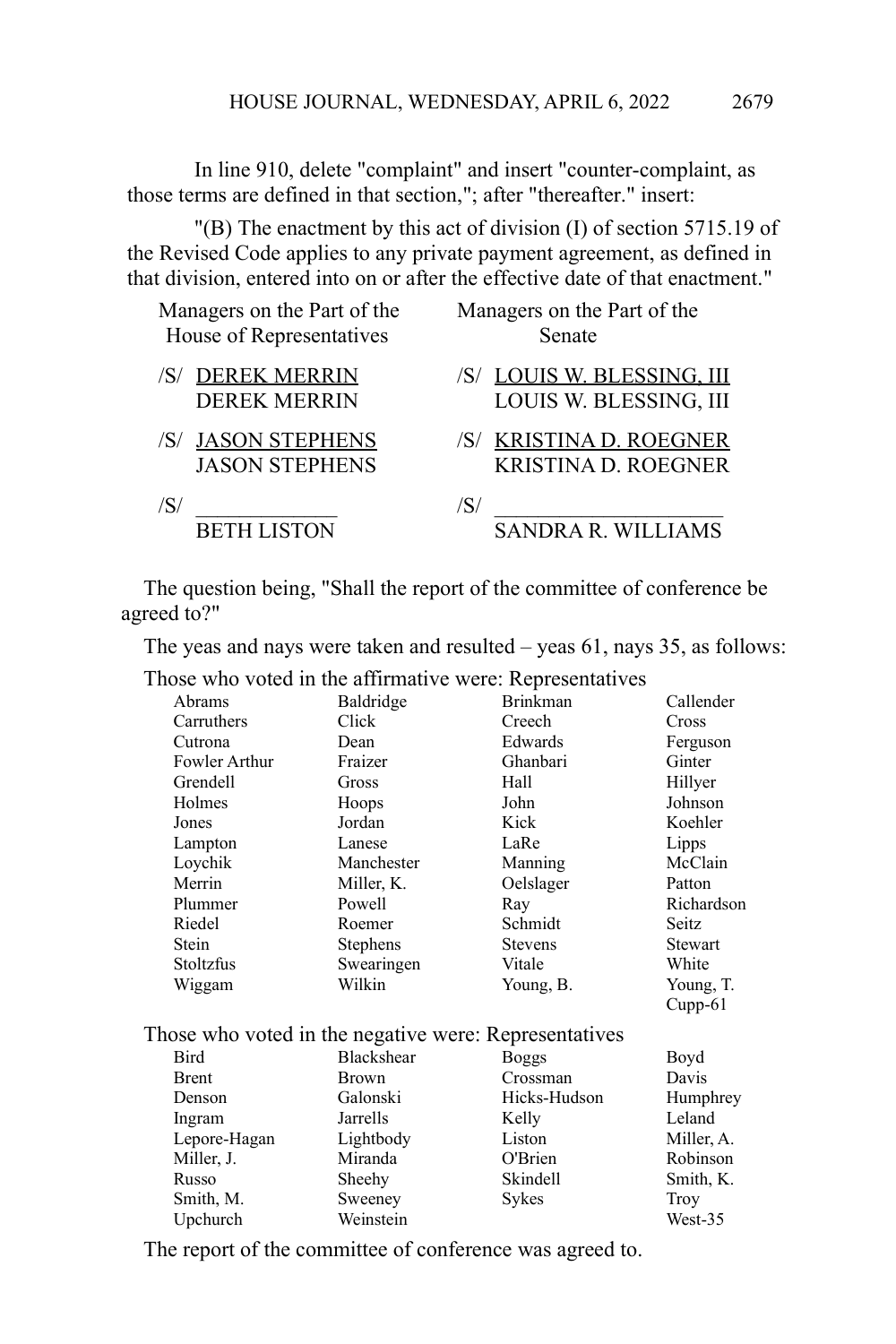In line 910, delete "complaint" and insert "counter-complaint, as those terms are defined in that section,"; after "thereafter." insert:

"(B) The enactment by this act of division (I) of section 5715.19 of the Revised Code applies to any private payment agreement, as defined in that division, entered into on or after the effective date of that enactment."

| Managers on the Part of the House of Representatives | Managers on the Part of the Senate |
|---|---|
| /S/ DEREK MERRIN<br>DEREK MERRIN | /S/ LOUIS W. BLESSING, III<br>LOUIS W. BLESSING, III |
| /S/ JASON STEPHENS<br>JASON STEPHENS | /S/ KRISTINA D. ROEGNER<br>KRISTINA D. ROEGNER |
| /S/ ____________<br>BETH LISTON | /S/ ____________<br>SANDRA R. WILLIAMS |

The question being, "Shall the report of the committee of conference be agreed to?"

The yeas and nays were taken and resulted – yeas 61, nays 35, as follows:

Those who voted in the affirmative were: Representatives

| | | | |
|---|---|---|---|
| Abrams | Baldridge | Brinkman | Callender |
| Carruthers | Click | Creech | Cross |
| Cutrona | Dean | Edwards | Ferguson |
| Fowler Arthur | Fraizer | Ghanbari | Ginter |
| Grendell | Gross | Hall | Hillyer |
| Holmes | Hoops | John | Johnson |
| Jones | Jordan | Kick | Koehler |
| Lampton | Lanese | LaRe | Lipps |
| Loychik | Manchester | Manning | McClain |
| Merrin | Miller, K. | Oelslager | Patton |
| Plummer | Powell | Ray | Richardson |
| Riedel | Roemer | Schmidt | Seitz |
| Stein | Stephens | Stevens | Stewart |
| Stoltzfus | Swearingen | Vitale | White |
| Wiggam | Wilkin | Young, B. | Young, T. |
| | | | Cupp-61 |

Those who voted in the negative were: Representatives

| | | | |
|---|---|---|---|
| Bird | Blackshear | Boggs | Boyd |
| Brent | Brown | Crossman | Davis |
| Denson | Galonski | Hicks-Hudson | Humphrey |
| Ingram | Jarrells | Kelly | Leland |
| Lepore-Hagan | Lightbody | Liston | Miller, A. |
| Miller, J. | Miranda | O'Brien | Robinson |
| Russo | Sheehy | Skindell | Smith, K. |
| Smith, M. | Sweeney | Sykes | Troy |
| Upchurch | Weinstein | | West-35 |

The report of the committee of conference was agreed to.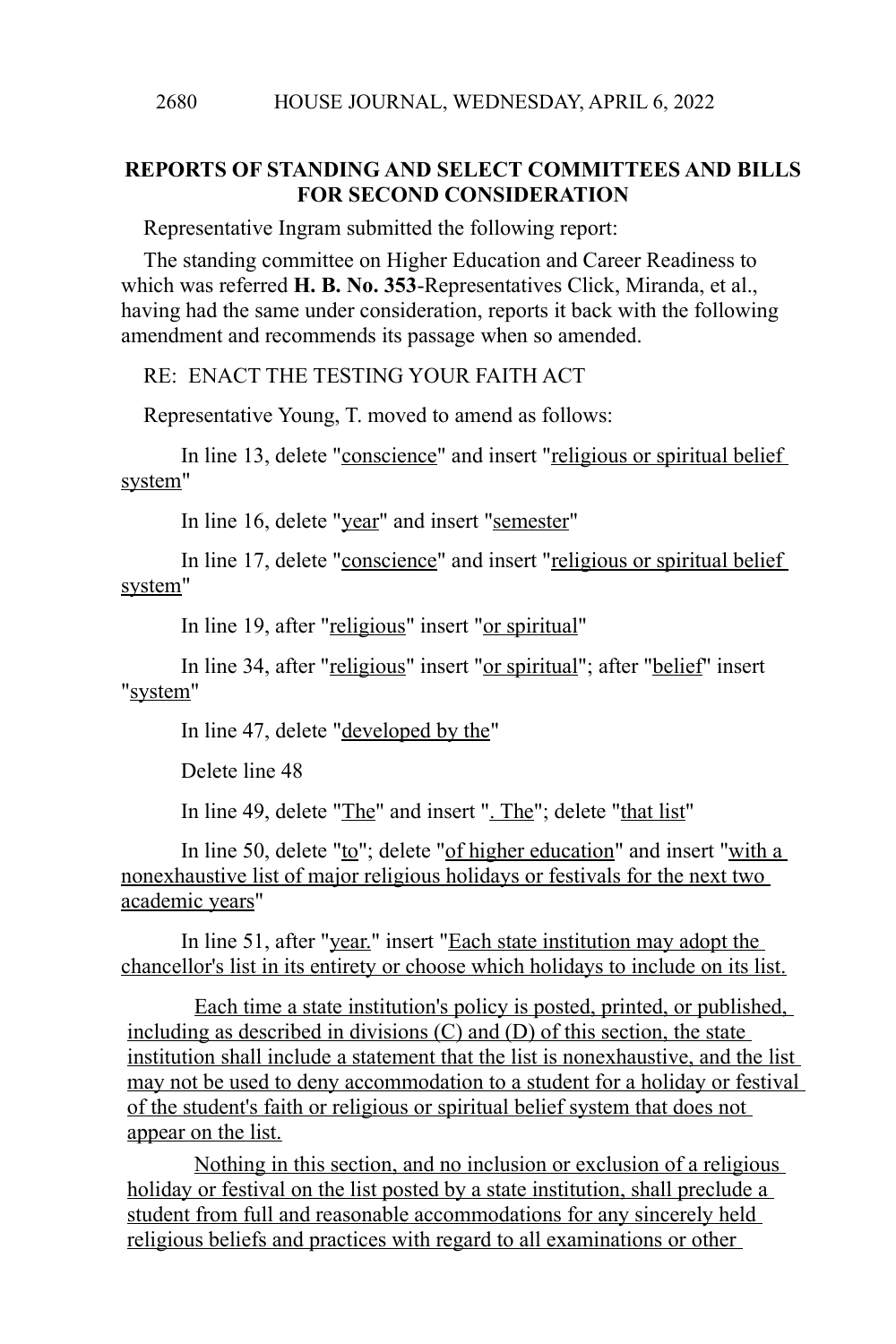## REPORTS OF STANDING AND SELECT COMMITTEES AND BILLS FOR SECOND CONSIDERATION

Representative Ingram submitted the following report:

The standing committee on Higher Education and Career Readiness to which was referred **H. B. No. 353**-Representatives Click, Miranda, et al., having had the same under consideration, reports it back with the following amendment and recommends its passage when so amended.

RE: ENACT THE TESTING YOUR FAITH ACT

Representative Young, T. moved to amend as follows:

In line 13, delete "conscience" and insert "religious or spiritual belief system"

In line 16, delete "year" and insert "semester"

In line 17, delete "conscience" and insert "religious or spiritual belief system"

In line 19, after "religious" insert "or spiritual"

In line 34, after "religious" insert "or spiritual"; after "belief" insert "system"

In line 47, delete "developed by the"

Delete line 48

In line 49, delete "The" and insert ". The"; delete "that list"

In line 50, delete "to"; delete "of higher education" and insert "with a nonexhaustive list of major religious holidays or festivals for the next two academic years"

In line 51, after "year." insert "Each state institution may adopt the chancellor's list in its entirety or choose which holidays to include on its list.

Each time a state institution's policy is posted, printed, or published, including as described in divisions (C) and (D) of this section, the state institution shall include a statement that the list is nonexhaustive, and the list may not be used to deny accommodation to a student for a holiday or festival of the student's faith or religious or spiritual belief system that does not appear on the list.

Nothing in this section, and no inclusion or exclusion of a religious holiday or festival on the list posted by a state institution, shall preclude a student from full and reasonable accommodations for any sincerely held religious beliefs and practices with regard to all examinations or other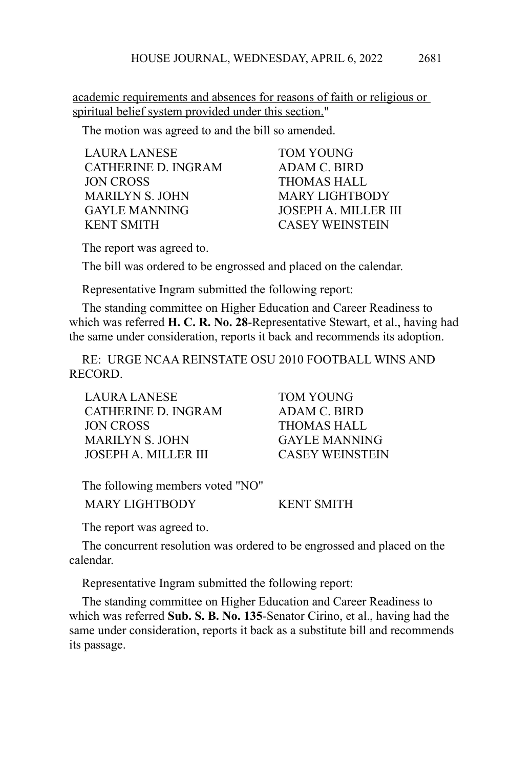academic requirements and absences for reasons of faith or religious or spiritual belief system provided under this section."

The motion was agreed to and the bill so amended.

| | |
|---|---|
| LAURA LANESE | TOM YOUNG |
| CATHERINE D. INGRAM | ADAM C. BIRD |
| JON CROSS | THOMAS HALL |
| MARILYN S. JOHN | MARY LIGHTBODY |
| GAYLE MANNING | JOSEPH A. MILLER III |
| KENT SMITH | CASEY WEINSTEIN |

The report was agreed to.

The bill was ordered to be engrossed and placed on the calendar.

Representative Ingram submitted the following report:

The standing committee on Higher Education and Career Readiness to which was referred **H. C. R. No. 28**-Representative Stewart, et al., having had the same under consideration, reports it back and recommends its adoption.

RE: URGE NCAA REINSTATE OSU 2010 FOOTBALL WINS AND RECORD.

| | |
|---|---|
| LAURA LANESE | TOM YOUNG |
| CATHERINE D. INGRAM | ADAM C. BIRD |
| JON CROSS | THOMAS HALL |
| MARILYN S. JOHN | GAYLE MANNING |
| JOSEPH A. MILLER III | CASEY WEINSTEIN |

The following members voted "NO"

| | |
|---|---|
| MARY LIGHTBODY | KENT SMITH |

The report was agreed to.

The concurrent resolution was ordered to be engrossed and placed on the calendar.

Representative Ingram submitted the following report:

The standing committee on Higher Education and Career Readiness to which was referred **Sub. S. B. No. 135**-Senator Cirino, et al., having had the same under consideration, reports it back as a substitute bill and recommends its passage.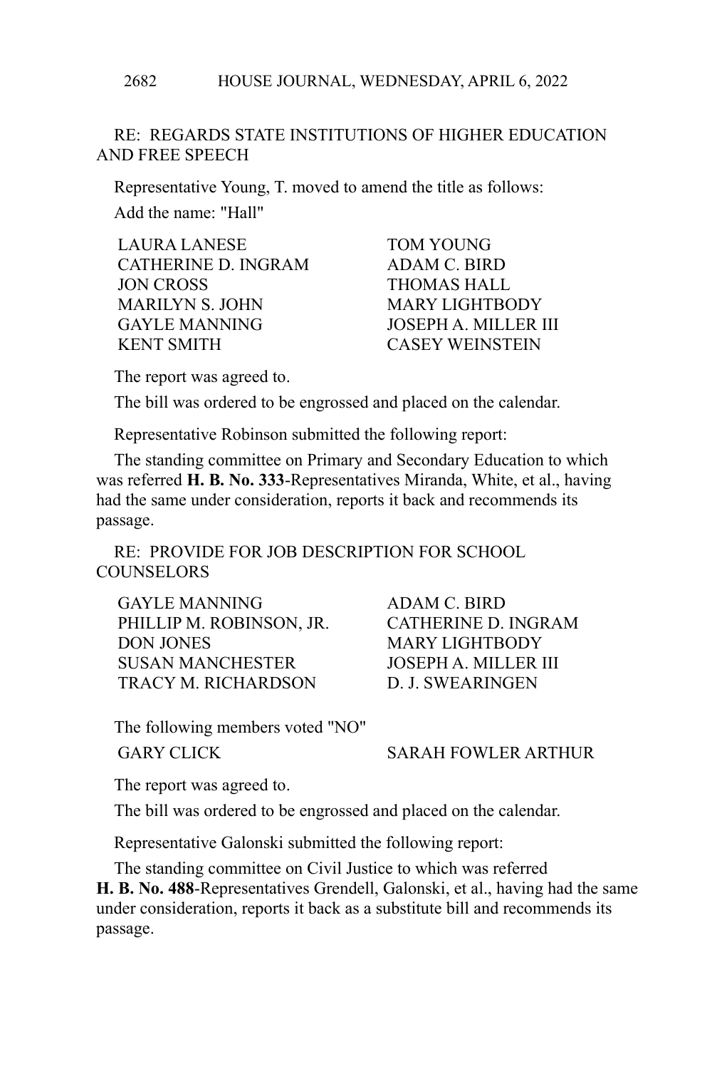RE: REGARDS STATE INSTITUTIONS OF HIGHER EDUCATION AND FREE SPEECH

Representative Young, T. moved to amend the title as follows:

Add the name: "Hall"

| | |
|---|---|
| LAURA LANESE | TOM YOUNG |
| CATHERINE D. INGRAM | ADAM C. BIRD |
| JON CROSS | THOMAS HALL |
| MARILYN S. JOHN | MARY LIGHTBODY |
| GAYLE MANNING | JOSEPH A. MILLER III |
| KENT SMITH | CASEY WEINSTEIN |

The report was agreed to.

The bill was ordered to be engrossed and placed on the calendar.

Representative Robinson submitted the following report:

The standing committee on Primary and Secondary Education to which was referred **H. B. No. 333**-Representatives Miranda, White, et al., having had the same under consideration, reports it back and recommends its passage.

RE: PROVIDE FOR JOB DESCRIPTION FOR SCHOOL COUNSELORS

| | |
|---|---|
| GAYLE MANNING | ADAM C. BIRD |
| PHILLIP M. ROBINSON, JR. | CATHERINE D. INGRAM |
| DON JONES | MARY LIGHTBODY |
| SUSAN MANCHESTER | JOSEPH A. MILLER III |
| TRACY M. RICHARDSON | D. J. SWEARINGEN |

The following members voted "NO"

| | |
|---|---|
| GARY CLICK | SARAH FOWLER ARTHUR |

The report was agreed to.

The bill was ordered to be engrossed and placed on the calendar.

Representative Galonski submitted the following report:

The standing committee on Civil Justice to which was referred **H. B. No. 488**-Representatives Grendell, Galonski, et al., having had the same under consideration, reports it back as a substitute bill and recommends its passage.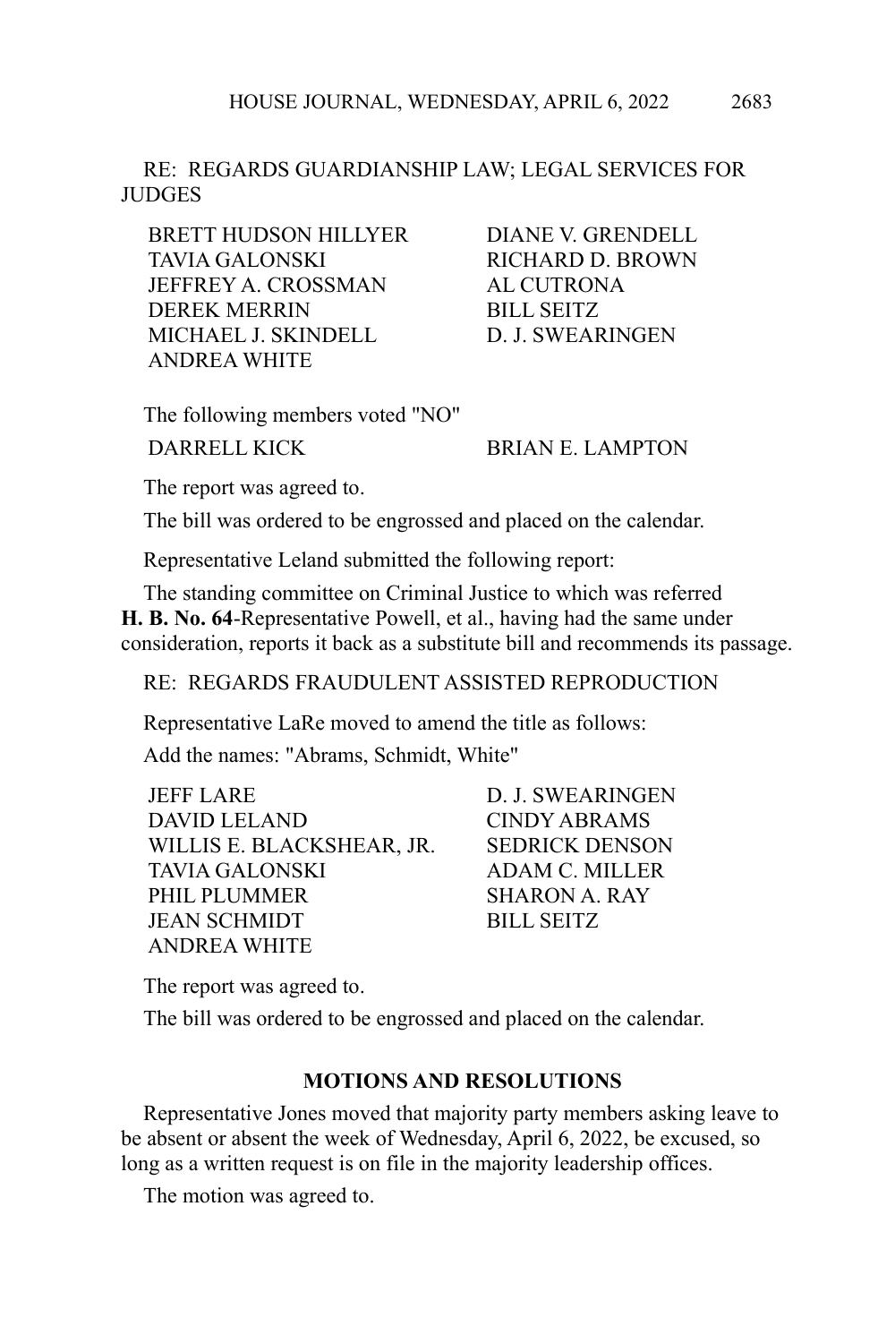RE: REGARDS GUARDIANSHIP LAW; LEGAL SERVICES FOR JUDGES

| | |
|---|---|
| BRETT HUDSON HILLYER | DIANE V. GRENDELL |
| TAVIA GALONSKI | RICHARD D. BROWN |
| JEFFREY A. CROSSMAN | AL CUTRONA |
| DEREK MERRIN | BILL SEITZ |
| MICHAEL J. SKINDELL | D. J. SWEARINGEN |
| ANDREA WHITE | |

The following members voted "NO"

| | |
|---|---|
| DARRELL KICK | BRIAN E. LAMPTON |

The report was agreed to.

The bill was ordered to be engrossed and placed on the calendar.

Representative Leland submitted the following report:

The standing committee on Criminal Justice to which was referred **H. B. No. 64**-Representative Powell, et al., having had the same under consideration, reports it back as a substitute bill and recommends its passage.

RE: REGARDS FRAUDULENT ASSISTED REPRODUCTION

Representative LaRe moved to amend the title as follows:

Add the names: "Abrams, Schmidt, White"

| | |
|---|---|
| JEFF LARE | D. J. SWEARINGEN |
| DAVID LELAND | CINDY ABRAMS |
| WILLIS E. BLACKSHEAR, JR. | SEDRICK DENSON |
| TAVIA GALONSKI | ADAM C. MILLER |
| PHIL PLUMMER | SHARON A. RAY |
| JEAN SCHMIDT | BILL SEITZ |
| ANDREA WHITE | |

The report was agreed to.

The bill was ordered to be engrossed and placed on the calendar.

## MOTIONS AND RESOLUTIONS

Representative Jones moved that majority party members asking leave to be absent or absent the week of Wednesday, April 6, 2022, be excused, so long as a written request is on file in the majority leadership offices.

The motion was agreed to.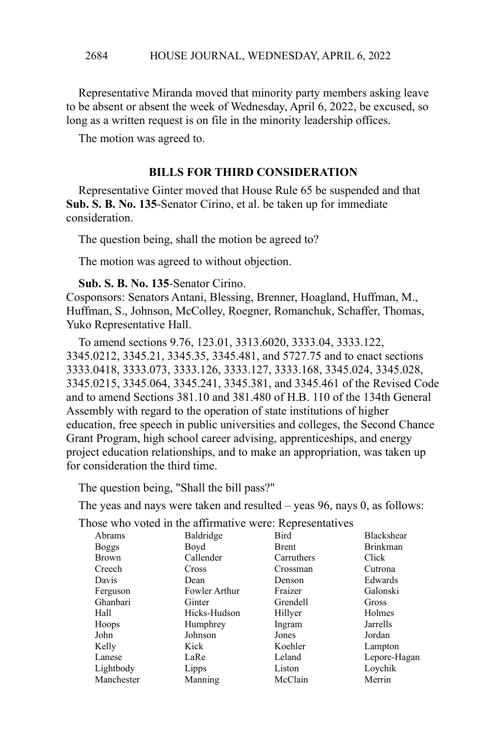Representative Miranda moved that minority party members asking leave to be absent or absent the week of Wednesday, April 6, 2022, be excused, so long as a written request is on file in the minority leadership offices.

The motion was agreed to.

## BILLS FOR THIRD CONSIDERATION

Representative Ginter moved that House Rule 65 be suspended and that **Sub. S. B. No. 135**-Senator Cirino, et al. be taken up for immediate consideration.

The question being, shall the motion be agreed to?

The motion was agreed to without objection.

**Sub. S. B. No. 135**-Senator Cirino.
Cosponsors: Senators Antani, Blessing, Brenner, Hoagland, Huffman, M., Huffman, S., Johnson, McColley, Roegner, Romanchuk, Schaffer, Thomas, Yuko Representative Hall.

To amend sections 9.76, 123.01, 3313.6020, 3333.04, 3333.122, 3345.0212, 3345.21, 3345.35, 3345.481, and 5727.75 and to enact sections 3333.0418, 3333.073, 3333.126, 3333.127, 3333.168, 3345.024, 3345.028, 3345.0215, 3345.064, 3345.241, 3345.381, and 3345.461 of the Revised Code and to amend Sections 381.10 and 381.480 of H.B. 110 of the 134th General Assembly with regard to the operation of state institutions of higher education, free speech in public universities and colleges, the Second Chance Grant Program, high school career advising, apprenticeships, and energy project education relationships, and to make an appropriation, was taken up for consideration the third time.

The question being, "Shall the bill pass?"

The yeas and nays were taken and resulted – yeas 96, nays 0, as follows:

Those who voted in the affirmative were: Representatives

| | | | |
|---|---|---|---|
| Abrams | Baldridge | Bird | Blackshear |
| Boggs | Boyd | Brent | Brinkman |
| Brown | Callender | Carruthers | Click |
| Creech | Cross | Crossman | Cutrona |
| Davis | Dean | Denson | Edwards |
| Ferguson | Fowler Arthur | Fraizer | Galonski |
| Ghanbari | Ginter | Grendell | Gross |
| Hall | Hicks-Hudson | Hillyer | Holmes |
| Hoops | Humphrey | Ingram | Jarrells |
| John | Johnson | Jones | Jordan |
| Kelly | Kick | Koehler | Lampton |
| Lanese | LaRe | Leland | Lepore-Hagan |
| Lightbody | Lipps | Liston | Loychik |
| Manchester | Manning | McClain | Merrin |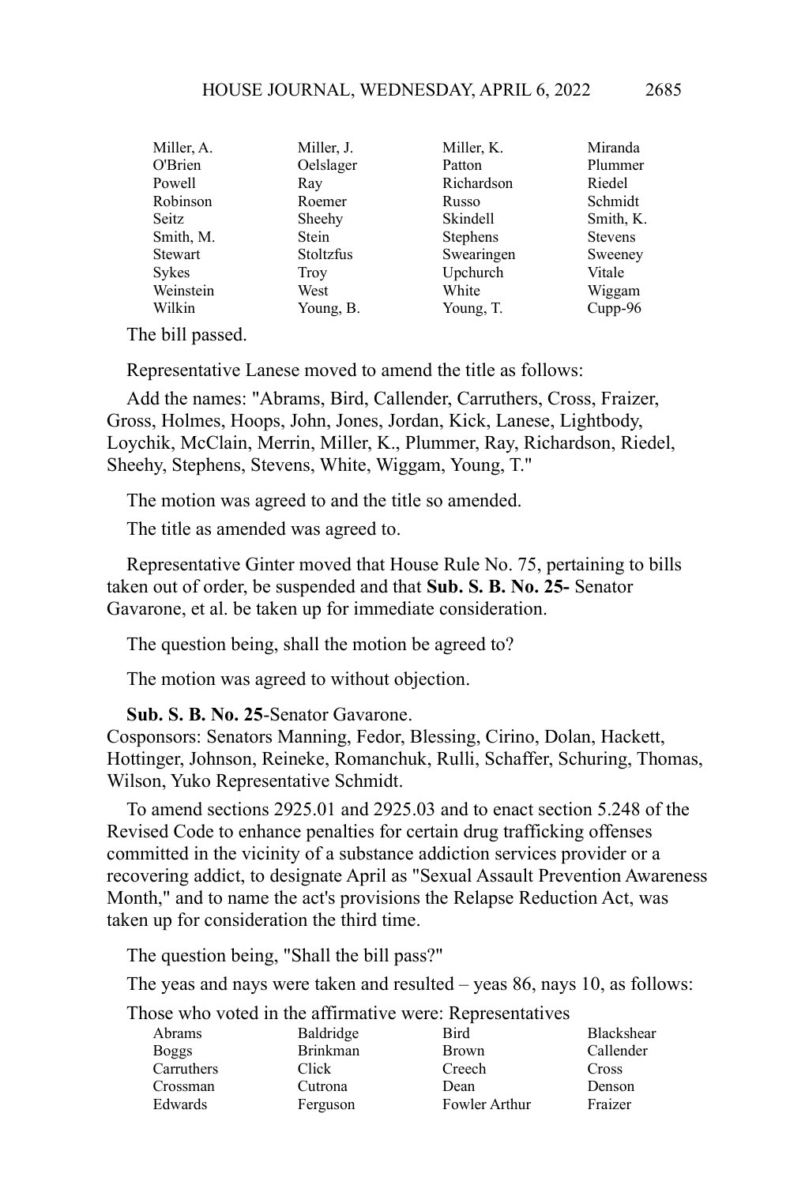| | | | |
|---|---|---|---|
| Miller, A. | Miller, J. | Miller, K. | Miranda |
| O'Brien | Oelslager | Patton | Plummer |
| Powell | Ray | Richardson | Riedel |
| Robinson | Roemer | Russo | Schmidt |
| Seitz | Sheehy | Skindell | Smith, K. |
| Smith, M. | Stein | Stephens | Stevens |
| Stewart | Stoltzfus | Swearingen | Sweeney |
| Sykes | Troy | Upchurch | Vitale |
| Weinstein | West | White | Wiggam |
| Wilkin | Young, B. | Young, T. | Cupp-96 |

The bill passed.

Representative Lanese moved to amend the title as follows:

Add the names: "Abrams, Bird, Callender, Carruthers, Cross, Fraizer, Gross, Holmes, Hoops, John, Jones, Jordan, Kick, Lanese, Lightbody, Loychik, McClain, Merrin, Miller, K., Plummer, Ray, Richardson, Riedel, Sheehy, Stephens, Stevens, White, Wiggam, Young, T."

The motion was agreed to and the title so amended.

The title as amended was agreed to.

Representative Ginter moved that House Rule No. 75, pertaining to bills taken out of order, be suspended and that **Sub. S. B. No. 25-** Senator Gavarone, et al. be taken up for immediate consideration.

The question being, shall the motion be agreed to?

The motion was agreed to without objection.

**Sub. S. B. No. 25**-Senator Gavarone.
Cosponsors: Senators Manning, Fedor, Blessing, Cirino, Dolan, Hackett, Hottinger, Johnson, Reineke, Romanchuk, Rulli, Schaffer, Schuring, Thomas, Wilson, Yuko Representative Schmidt.

To amend sections 2925.01 and 2925.03 and to enact section 5.248 of the Revised Code to enhance penalties for certain drug trafficking offenses committed in the vicinity of a substance addiction services provider or a recovering addict, to designate April as "Sexual Assault Prevention Awareness Month," and to name the act's provisions the Relapse Reduction Act, was taken up for consideration the third time.

The question being, "Shall the bill pass?"

The yeas and nays were taken and resulted – yeas 86, nays 10, as follows:

Those who voted in the affirmative were: Representatives

| | | | |
|---|---|---|---|
| Abrams | Baldridge | Bird | Blackshear |
| Boggs | Brinkman | Brown | Callender |
| Carruthers | Click | Creech | Cross |
| Crossman | Cutrona | Dean | Denson |
| Edwards | Ferguson | Fowler Arthur | Fraizer |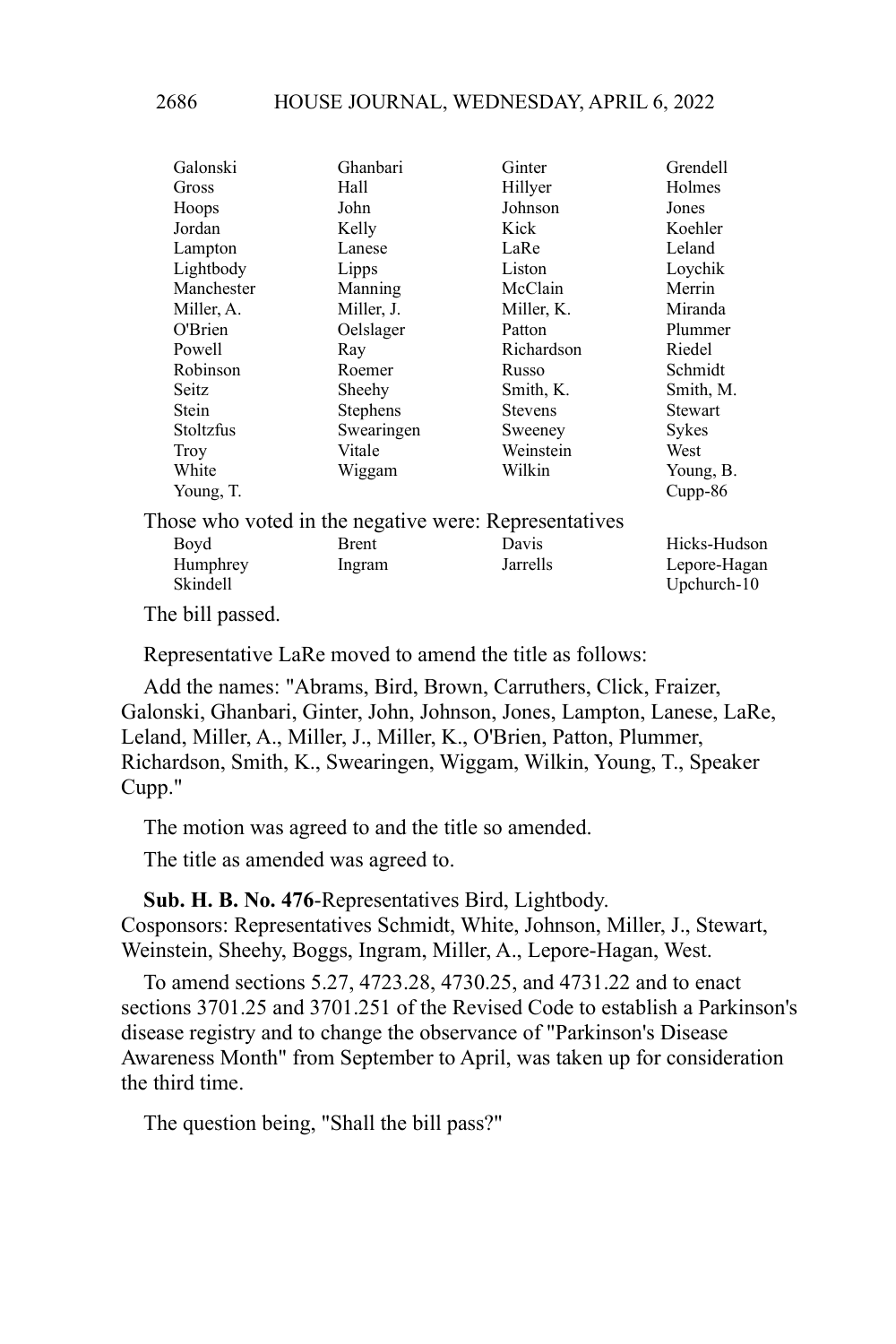| | | | |
|---|---|---|---|
| Galonski | Ghanbari | Ginter | Grendell |
| Gross | Hall | Hillyer | Holmes |
| Hoops | John | Johnson | Jones |
| Jordan | Kelly | Kick | Koehler |
| Lampton | Lanese | LaRe | Leland |
| Lightbody | Lipps | Liston | Loychik |
| Manchester | Manning | McClain | Merrin |
| Miller, A. | Miller, J. | Miller, K. | Miranda |
| O'Brien | Oelslager | Patton | Plummer |
| Powell | Ray | Richardson | Riedel |
| Robinson | Roemer | Russo | Schmidt |
| Seitz | Sheehy | Smith, K. | Smith, M. |
| Stein | Stephens | Stevens | Stewart |
| Stoltzfus | Swearingen | Sweeney | Sykes |
| Troy | Vitale | Weinstein | West |
| White | Wiggam | Wilkin | Young, B. |
| Young, T. | | | Cupp-86 |

Those who voted in the negative were: Representatives

| | | | |
|---|---|---|---|
| Boyd | Brent | Davis | Hicks-Hudson |
| Humphrey | Ingram | Jarrells | Lepore-Hagan |
| Skindell | | | Upchurch-10 |

The bill passed.

Representative LaRe moved to amend the title as follows:

Add the names: "Abrams, Bird, Brown, Carruthers, Click, Fraizer, Galonski, Ghanbari, Ginter, John, Johnson, Jones, Lampton, Lanese, LaRe, Leland, Miller, A., Miller, J., Miller, K., O'Brien, Patton, Plummer, Richardson, Smith, K., Swearingen, Wiggam, Wilkin, Young, T., Speaker Cupp."

The motion was agreed to and the title so amended.

The title as amended was agreed to.

**Sub. H. B. No. 476**-Representatives Bird, Lightbody.
Cosponsors: Representatives Schmidt, White, Johnson, Miller, J., Stewart, Weinstein, Sheehy, Boggs, Ingram, Miller, A., Lepore-Hagan, West.

To amend sections 5.27, 4723.28, 4730.25, and 4731.22 and to enact sections 3701.25 and 3701.251 of the Revised Code to establish a Parkinson's disease registry and to change the observance of "Parkinson's Disease Awareness Month" from September to April, was taken up for consideration the third time.

The question being, "Shall the bill pass?"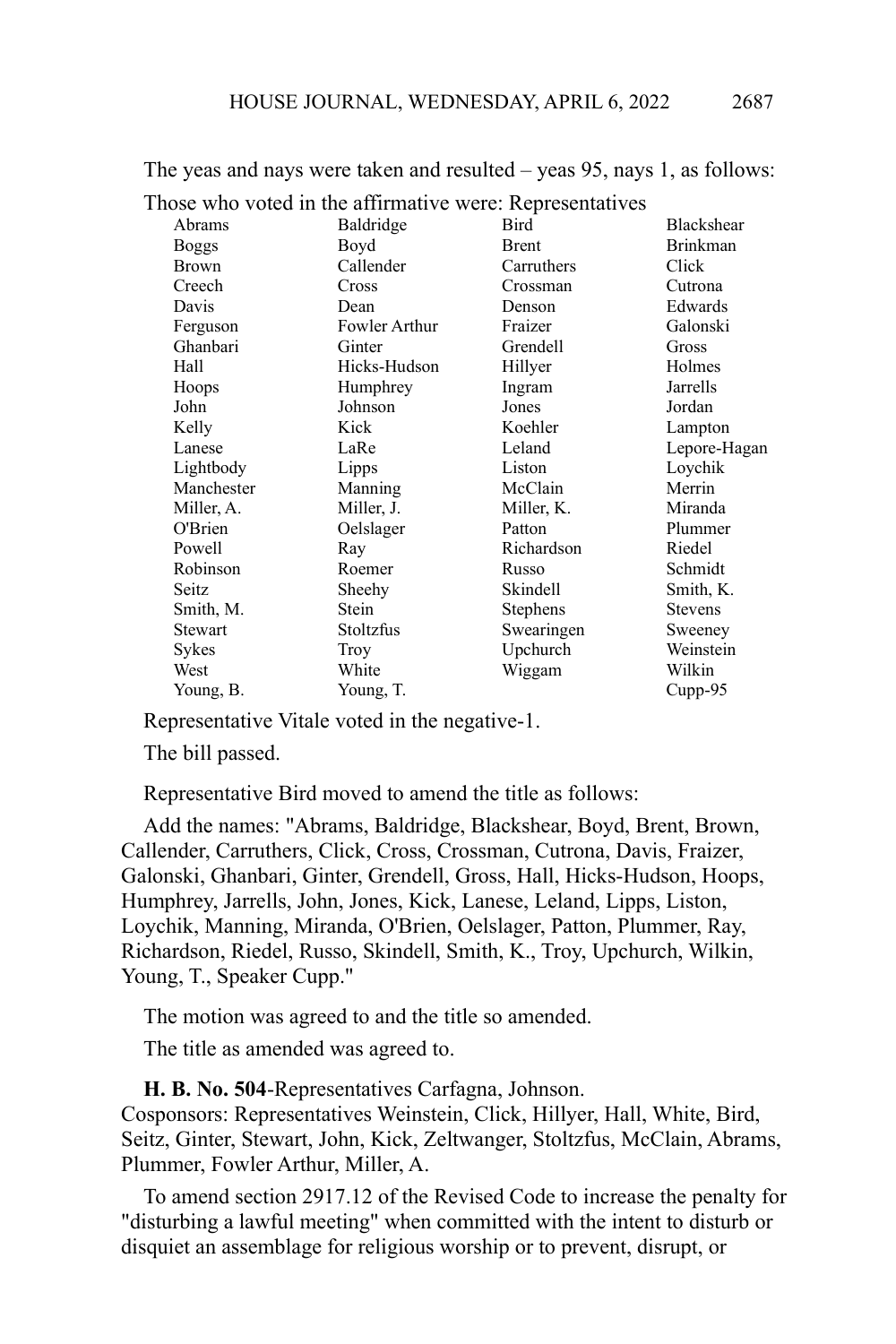The yeas and nays were taken and resulted – yeas 95, nays 1, as follows:

Those who voted in the affirmative were: Representatives

| | | | |
|---|---|---|---|
| Abrams | Baldridge | Bird | Blackshear |
| Boggs | Boyd | Brent | Brinkman |
| Brown | Callender | Carruthers | Click |
| Creech | Cross | Crossman | Cutrona |
| Davis | Dean | Denson | Edwards |
| Ferguson | Fowler Arthur | Fraizer | Galonski |
| Ghanbari | Ginter | Grendell | Gross |
| Hall | Hicks-Hudson | Hillyer | Holmes |
| Hoops | Humphrey | Ingram | Jarrells |
| John | Johnson | Jones | Jordan |
| Kelly | Kick | Koehler | Lampton |
| Lanese | LaRe | Leland | Lepore-Hagan |
| Lightbody | Lipps | Liston | Loychik |
| Manchester | Manning | McClain | Merrin |
| Miller, A. | Miller, J. | Miller, K. | Miranda |
| O'Brien | Oelslager | Patton | Plummer |
| Powell | Ray | Richardson | Riedel |
| Robinson | Roemer | Russo | Schmidt |
| Seitz | Sheehy | Skindell | Smith, K. |
| Smith, M. | Stein | Stephens | Stevens |
| Stewart | Stoltzfus | Swearingen | Sweeney |
| Sykes | Troy | Upchurch | Weinstein |
| West | White | Wiggam | Wilkin |
| Young, B. | Young, T. | | Cupp-95 |

Representative Vitale voted in the negative-1.

The bill passed.

Representative Bird moved to amend the title as follows:

Add the names: "Abrams, Baldridge, Blackshear, Boyd, Brent, Brown, Callender, Carruthers, Click, Cross, Crossman, Cutrona, Davis, Fraizer, Galonski, Ghanbari, Ginter, Grendell, Gross, Hall, Hicks-Hudson, Hoops, Humphrey, Jarrells, John, Jones, Kick, Lanese, Leland, Lipps, Liston, Loychik, Manning, Miranda, O'Brien, Oelslager, Patton, Plummer, Ray, Richardson, Riedel, Russo, Skindell, Smith, K., Troy, Upchurch, Wilkin, Young, T., Speaker Cupp."

The motion was agreed to and the title so amended.

The title as amended was agreed to.

**H. B. No. 504**-Representatives Carfagna, Johnson.
Cosponsors: Representatives Weinstein, Click, Hillyer, Hall, White, Bird, Seitz, Ginter, Stewart, John, Kick, Zeltwanger, Stoltzfus, McClain, Abrams, Plummer, Fowler Arthur, Miller, A.

To amend section 2917.12 of the Revised Code to increase the penalty for "disturbing a lawful meeting" when committed with the intent to disturb or disquiet an assemblage for religious worship or to prevent, disrupt, or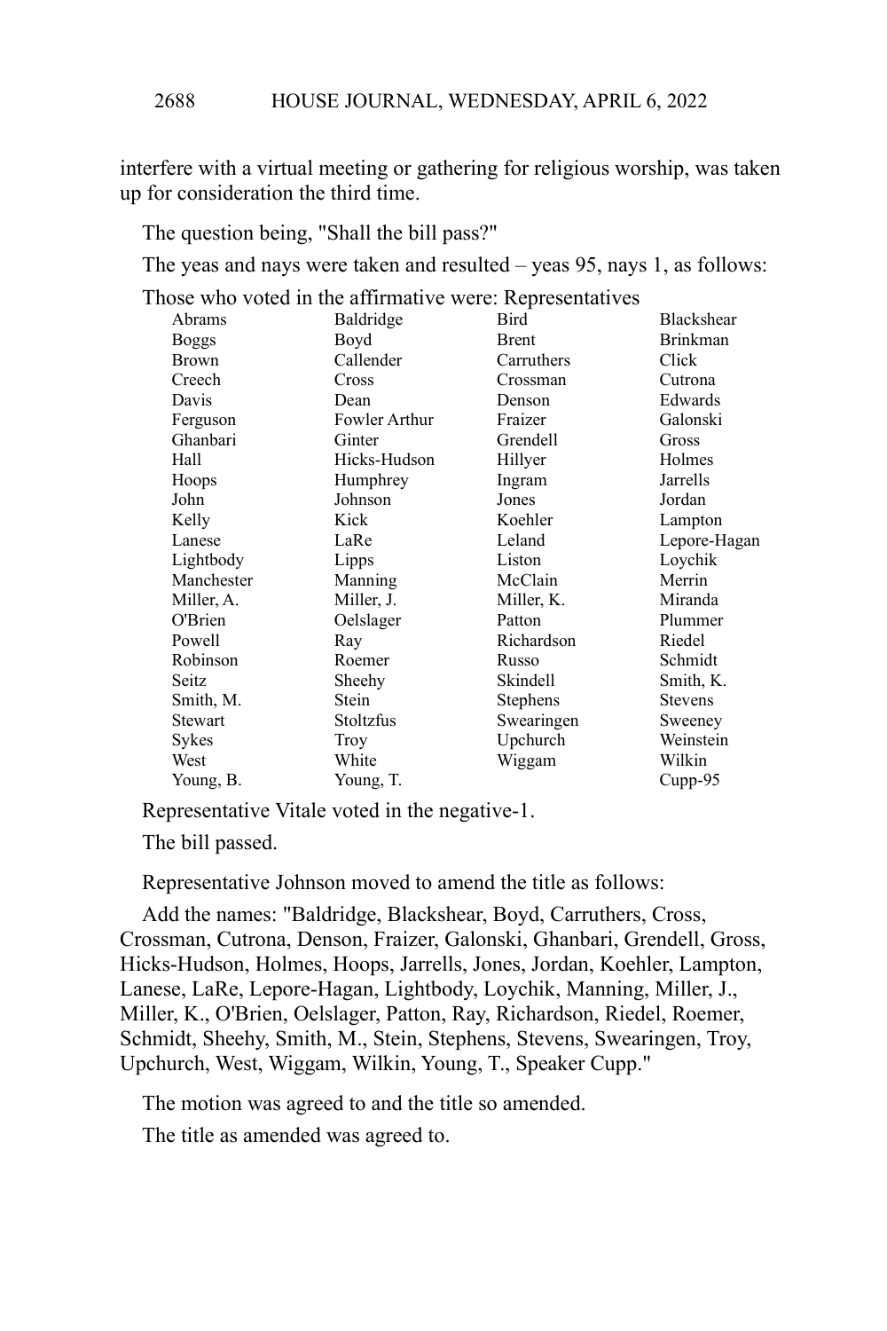interfere with a virtual meeting or gathering for religious worship, was taken up for consideration the third time.

The question being, "Shall the bill pass?"

The yeas and nays were taken and resulted – yeas 95, nays 1, as follows:

Those who voted in the affirmative were: Representatives

| | | | |
|---|---|---|---|
| Abrams | Baldridge | Bird | Blackshear |
| Boggs | Boyd | Brent | Brinkman |
| Brown | Callender | Carruthers | Click |
| Creech | Cross | Crossman | Cutrona |
| Davis | Dean | Denson | Edwards |
| Ferguson | Fowler Arthur | Fraizer | Galonski |
| Ghanbari | Ginter | Grendell | Gross |
| Hall | Hicks-Hudson | Hillyer | Holmes |
| Hoops | Humphrey | Ingram | Jarrells |
| John | Johnson | Jones | Jordan |
| Kelly | Kick | Koehler | Lampton |
| Lanese | LaRe | Leland | Lepore-Hagan |
| Lightbody | Lipps | Liston | Loychik |
| Manchester | Manning | McClain | Merrin |
| Miller, A. | Miller, J. | Miller, K. | Miranda |
| O'Brien | Oelslager | Patton | Plummer |
| Powell | Ray | Richardson | Riedel |
| Robinson | Roemer | Russo | Schmidt |
| Seitz | Sheehy | Skindell | Smith, K. |
| Smith, M. | Stein | Stephens | Stevens |
| Stewart | Stoltzfus | Swearingen | Sweeney |
| Sykes | Troy | Upchurch | Weinstein |
| West | White | Wiggam | Wilkin |
| Young, B. | Young, T. | | Cupp-95 |

Representative Vitale voted in the negative-1.

The bill passed.

Representative Johnson moved to amend the title as follows:

Add the names: "Baldridge, Blackshear, Boyd, Carruthers, Cross, Crossman, Cutrona, Denson, Fraizer, Galonski, Ghanbari, Grendell, Gross, Hicks-Hudson, Holmes, Hoops, Jarrells, Jones, Jordan, Koehler, Lampton, Lanese, LaRe, Lepore-Hagan, Lightbody, Loychik, Manning, Miller, J., Miller, K., O'Brien, Oelslager, Patton, Ray, Richardson, Riedel, Roemer, Schmidt, Sheehy, Smith, M., Stein, Stephens, Stevens, Swearingen, Troy, Upchurch, West, Wiggam, Wilkin, Young, T., Speaker Cupp."

The motion was agreed to and the title so amended.

The title as amended was agreed to.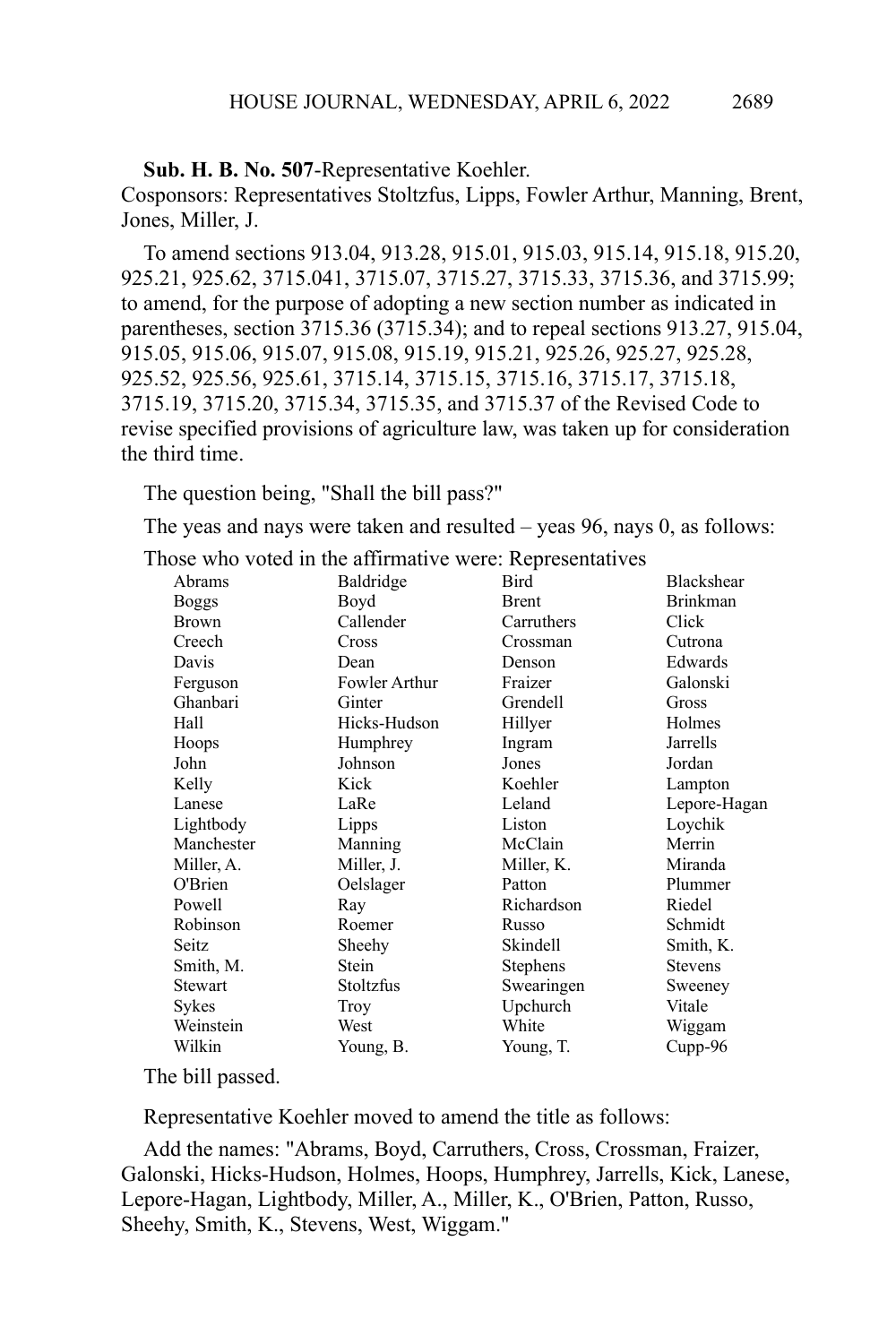**Sub. H. B. No. 507**-Representative Koehler.
Cosponsors: Representatives Stoltzfus, Lipps, Fowler Arthur, Manning, Brent, Jones, Miller, J.

To amend sections 913.04, 913.28, 915.01, 915.03, 915.14, 915.18, 915.20, 925.21, 925.62, 3715.041, 3715.07, 3715.27, 3715.33, 3715.36, and 3715.99; to amend, for the purpose of adopting a new section number as indicated in parentheses, section 3715.36 (3715.34); and to repeal sections 913.27, 915.04, 915.05, 915.06, 915.07, 915.08, 915.19, 915.21, 925.26, 925.27, 925.28, 925.52, 925.56, 925.61, 3715.14, 3715.15, 3715.16, 3715.17, 3715.18, 3715.19, 3715.20, 3715.34, 3715.35, and 3715.37 of the Revised Code to revise specified provisions of agriculture law, was taken up for consideration the third time.

The question being, "Shall the bill pass?"

The yeas and nays were taken and resulted – yeas 96, nays 0, as follows:

Those who voted in the affirmative were: Representatives

| | | | |
|---|---|---|---|
| Abrams | Baldridge | Bird | Blackshear |
| Boggs | Boyd | Brent | Brinkman |
| Brown | Callender | Carruthers | Click |
| Creech | Cross | Crossman | Cutrona |
| Davis | Dean | Denson | Edwards |
| Ferguson | Fowler Arthur | Fraizer | Galonski |
| Ghanbari | Ginter | Grendell | Gross |
| Hall | Hicks-Hudson | Hillyer | Holmes |
| Hoops | Humphrey | Ingram | Jarrells |
| John | Johnson | Jones | Jordan |
| Kelly | Kick | Koehler | Lampton |
| Lanese | LaRe | Leland | Lepore-Hagan |
| Lightbody | Lipps | Liston | Loychik |
| Manchester | Manning | McClain | Merrin |
| Miller, A. | Miller, J. | Miller, K. | Miranda |
| O'Brien | Oelslager | Patton | Plummer |
| Powell | Ray | Richardson | Riedel |
| Robinson | Roemer | Russo | Schmidt |
| Seitz | Sheehy | Skindell | Smith, K. |
| Smith, M. | Stein | Stephens | Stevens |
| Stewart | Stoltzfus | Swearingen | Sweeney |
| Sykes | Troy | Upchurch | Vitale |
| Weinstein | West | White | Wiggam |
| Wilkin | Young, B. | Young, T. | Cupp-96 |

The bill passed.

Representative Koehler moved to amend the title as follows:

Add the names: "Abrams, Boyd, Carruthers, Cross, Crossman, Fraizer, Galonski, Hicks-Hudson, Holmes, Hoops, Humphrey, Jarrells, Kick, Lanese, Lepore-Hagan, Lightbody, Miller, A., Miller, K., O'Brien, Patton, Russo, Sheehy, Smith, K., Stevens, West, Wiggam."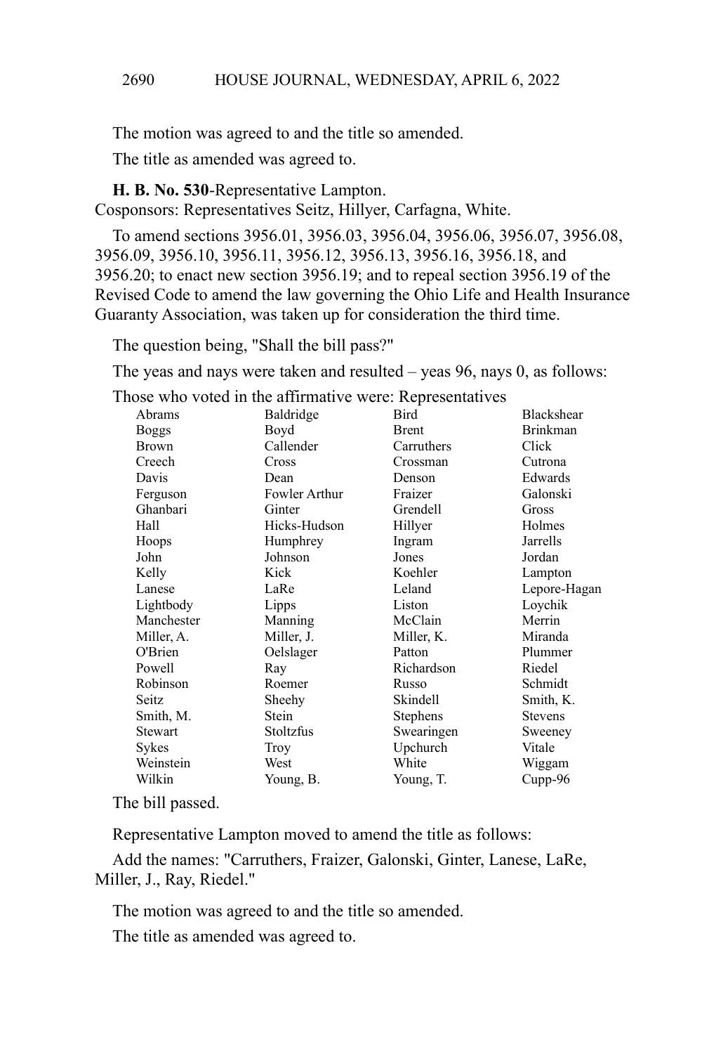The motion was agreed to and the title so amended.

The title as amended was agreed to.

**H. B. No. 530**-Representative Lampton.
Cosponsors: Representatives Seitz, Hillyer, Carfagna, White.

To amend sections 3956.01, 3956.03, 3956.04, 3956.06, 3956.07, 3956.08, 3956.09, 3956.10, 3956.11, 3956.12, 3956.13, 3956.16, 3956.18, and 3956.20; to enact new section 3956.19; and to repeal section 3956.19 of the Revised Code to amend the law governing the Ohio Life and Health Insurance Guaranty Association, was taken up for consideration the third time.

The question being, "Shall the bill pass?"

The yeas and nays were taken and resulted – yeas 96, nays 0, as follows:

Those who voted in the affirmative were: Representatives

| | | | |
|---|---|---|---|
| Abrams | Baldridge | Bird | Blackshear |
| Boggs | Boyd | Brent | Brinkman |
| Brown | Callender | Carruthers | Click |
| Creech | Cross | Crossman | Cutrona |
| Davis | Dean | Denson | Edwards |
| Ferguson | Fowler Arthur | Fraizer | Galonski |
| Ghanbari | Ginter | Grendell | Gross |
| Hall | Hicks-Hudson | Hillyer | Holmes |
| Hoops | Humphrey | Ingram | Jarrells |
| John | Johnson | Jones | Jordan |
| Kelly | Kick | Koehler | Lampton |
| Lanese | LaRe | Leland | Lepore-Hagan |
| Lightbody | Lipps | Liston | Loychik |
| Manchester | Manning | McClain | Merrin |
| Miller, A. | Miller, J. | Miller, K. | Miranda |
| O'Brien | Oelslager | Patton | Plummer |
| Powell | Ray | Richardson | Riedel |
| Robinson | Roemer | Russo | Schmidt |
| Seitz | Sheehy | Skindell | Smith, K. |
| Smith, M. | Stein | Stephens | Stevens |
| Stewart | Stoltzfus | Swearingen | Sweeney |
| Sykes | Troy | Upchurch | Vitale |
| Weinstein | West | White | Wiggam |
| Wilkin | Young, B. | Young, T. | Cupp-96 |

The bill passed.

Representative Lampton moved to amend the title as follows:

Add the names: "Carruthers, Fraizer, Galonski, Ginter, Lanese, LaRe, Miller, J., Ray, Riedel."

The motion was agreed to and the title so amended.

The title as amended was agreed to.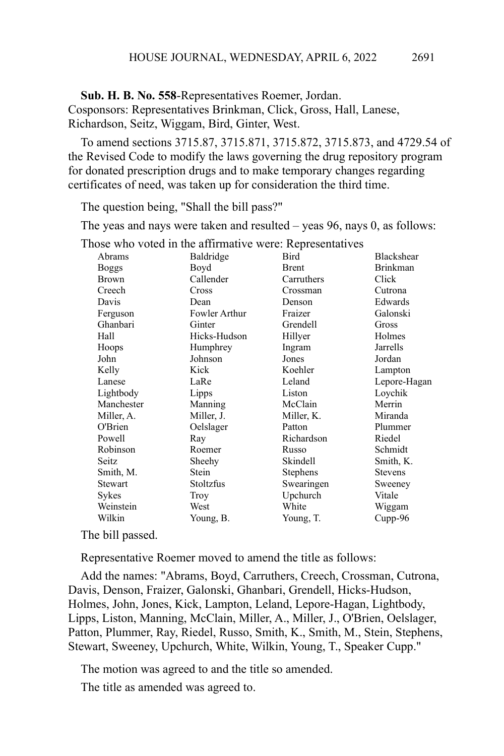**Sub. H. B. No. 558**-Representatives Roemer, Jordan.
Cosponsors: Representatives Brinkman, Click, Gross, Hall, Lanese, Richardson, Seitz, Wiggam, Bird, Ginter, West.

To amend sections 3715.87, 3715.871, 3715.872, 3715.873, and 4729.54 of the Revised Code to modify the laws governing the drug repository program for donated prescription drugs and to make temporary changes regarding certificates of need, was taken up for consideration the third time.

The question being, "Shall the bill pass?"

The yeas and nays were taken and resulted – yeas 96, nays 0, as follows:

Those who voted in the affirmative were: Representatives

| | | | |
|---|---|---|---|
| Abrams | Baldridge | Bird | Blackshear |
| Boggs | Boyd | Brent | Brinkman |
| Brown | Callender | Carruthers | Click |
| Creech | Cross | Crossman | Cutrona |
| Davis | Dean | Denson | Edwards |
| Ferguson | Fowler Arthur | Fraizer | Galonski |
| Ghanbari | Ginter | Grendell | Gross |
| Hall | Hicks-Hudson | Hillyer | Holmes |
| Hoops | Humphrey | Ingram | Jarrells |
| John | Johnson | Jones | Jordan |
| Kelly | Kick | Koehler | Lampton |
| Lanese | LaRe | Leland | Lepore-Hagan |
| Lightbody | Lipps | Liston | Loychik |
| Manchester | Manning | McClain | Merrin |
| Miller, A. | Miller, J. | Miller, K. | Miranda |
| O'Brien | Oelslager | Patton | Plummer |
| Powell | Ray | Richardson | Riedel |
| Robinson | Roemer | Russo | Schmidt |
| Seitz | Sheehy | Skindell | Smith, K. |
| Smith, M. | Stein | Stephens | Stevens |
| Stewart | Stoltzfus | Swearingen | Sweeney |
| Sykes | Troy | Upchurch | Vitale |
| Weinstein | West | White | Wiggam |
| Wilkin | Young, B. | Young, T. | Cupp-96 |

The bill passed.

Representative Roemer moved to amend the title as follows:

Add the names: "Abrams, Boyd, Carruthers, Creech, Crossman, Cutrona, Davis, Denson, Fraizer, Galonski, Ghanbari, Grendell, Hicks-Hudson, Holmes, John, Jones, Kick, Lampton, Leland, Lepore-Hagan, Lightbody, Lipps, Liston, Manning, McClain, Miller, A., Miller, J., O'Brien, Oelslager, Patton, Plummer, Ray, Riedel, Russo, Smith, K., Smith, M., Stein, Stephens, Stewart, Sweeney, Upchurch, White, Wilkin, Young, T., Speaker Cupp."

The motion was agreed to and the title so amended.

The title as amended was agreed to.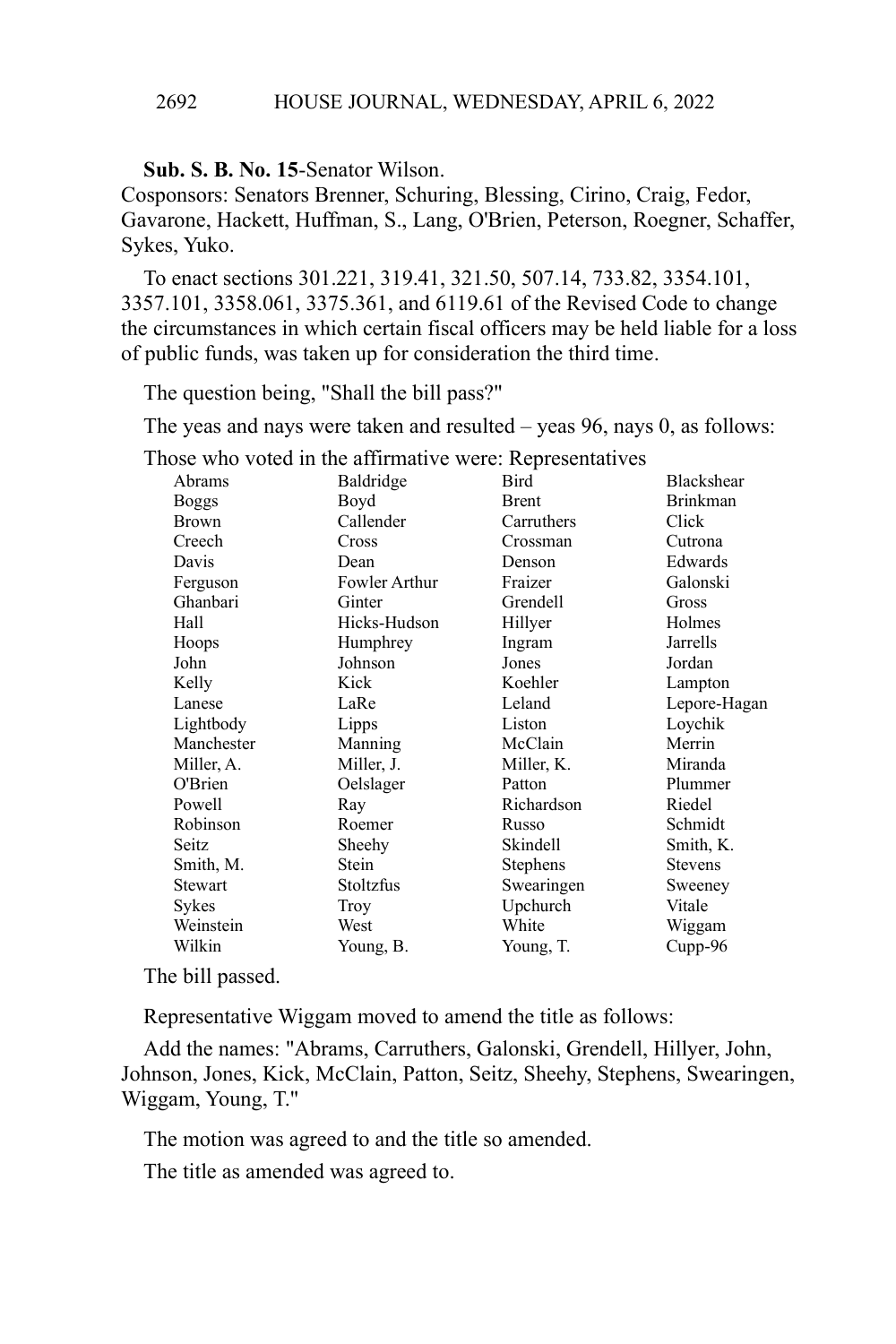**Sub. S. B. No. 15**-Senator Wilson.
Cosponsors: Senators Brenner, Schuring, Blessing, Cirino, Craig, Fedor, Gavarone, Hackett, Huffman, S., Lang, O'Brien, Peterson, Roegner, Schaffer, Sykes, Yuko.

To enact sections 301.221, 319.41, 321.50, 507.14, 733.82, 3354.101, 3357.101, 3358.061, 3375.361, and 6119.61 of the Revised Code to change the circumstances in which certain fiscal officers may be held liable for a loss of public funds, was taken up for consideration the third time.

The question being, "Shall the bill pass?"

The yeas and nays were taken and resulted – yeas 96, nays 0, as follows:

Those who voted in the affirmative were: Representatives

| | | | |
|---|---|---|---|
| Abrams | Baldridge | Bird | Blackshear |
| Boggs | Boyd | Brent | Brinkman |
| Brown | Callender | Carruthers | Click |
| Creech | Cross | Crossman | Cutrona |
| Davis | Dean | Denson | Edwards |
| Ferguson | Fowler Arthur | Fraizer | Galonski |
| Ghanbari | Ginter | Grendell | Gross |
| Hall | Hicks-Hudson | Hillyer | Holmes |
| Hoops | Humphrey | Ingram | Jarrells |
| John | Johnson | Jones | Jordan |
| Kelly | Kick | Koehler | Lampton |
| Lanese | LaRe | Leland | Lepore-Hagan |
| Lightbody | Lipps | Liston | Loychik |
| Manchester | Manning | McClain | Merrin |
| Miller, A. | Miller, J. | Miller, K. | Miranda |
| O'Brien | Oelslager | Patton | Plummer |
| Powell | Ray | Richardson | Riedel |
| Robinson | Roemer | Russo | Schmidt |
| Seitz | Sheehy | Skindell | Smith, K. |
| Smith, M. | Stein | Stephens | Stevens |
| Stewart | Stoltzfus | Swearingen | Sweeney |
| Sykes | Troy | Upchurch | Vitale |
| Weinstein | West | White | Wiggam |
| Wilkin | Young, B. | Young, T. | Cupp-96 |

The bill passed.

Representative Wiggam moved to amend the title as follows:

Add the names: "Abrams, Carruthers, Galonski, Grendell, Hillyer, John, Johnson, Jones, Kick, McClain, Patton, Seitz, Sheehy, Stephens, Swearingen, Wiggam, Young, T."

The motion was agreed to and the title so amended.

The title as amended was agreed to.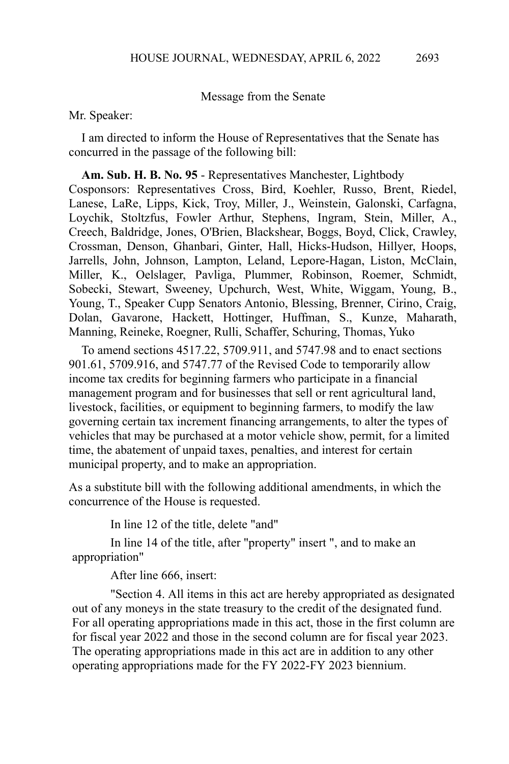Message from the Senate

Mr. Speaker:

I am directed to inform the House of Representatives that the Senate has concurred in the passage of the following bill:

**Am. Sub. H. B. No. 95** - Representatives Manchester, Lightbody Cosponsors: Representatives Cross, Bird, Koehler, Russo, Brent, Riedel, Lanese, LaRe, Lipps, Kick, Troy, Miller, J., Weinstein, Galonski, Carfagna, Loychik, Stoltzfus, Fowler Arthur, Stephens, Ingram, Stein, Miller, A., Creech, Baldridge, Jones, O'Brien, Blackshear, Boggs, Boyd, Click, Crawley, Crossman, Denson, Ghanbari, Ginter, Hall, Hicks-Hudson, Hillyer, Hoops, Jarrells, John, Johnson, Lampton, Leland, Lepore-Hagan, Liston, McClain, Miller, K., Oelslager, Pavliga, Plummer, Robinson, Roemer, Schmidt, Sobecki, Stewart, Sweeney, Upchurch, West, White, Wiggam, Young, B., Young, T., Speaker Cupp Senators Antonio, Blessing, Brenner, Cirino, Craig, Dolan, Gavarone, Hackett, Hottinger, Huffman, S., Kunze, Maharath, Manning, Reineke, Roegner, Rulli, Schaffer, Schuring, Thomas, Yuko

To amend sections 4517.22, 5709.911, and 5747.98 and to enact sections 901.61, 5709.916, and 5747.77 of the Revised Code to temporarily allow income tax credits for beginning farmers who participate in a financial management program and for businesses that sell or rent agricultural land, livestock, facilities, or equipment to beginning farmers, to modify the law governing certain tax increment financing arrangements, to alter the types of vehicles that may be purchased at a motor vehicle show, permit, for a limited time, the abatement of unpaid taxes, penalties, and interest for certain municipal property, and to make an appropriation.

As a substitute bill with the following additional amendments, in which the concurrence of the House is requested.

In line 12 of the title, delete "and"

In line 14 of the title, after "property" insert ", and to make an appropriation"

After line 666, insert:

"Section 4. All items in this act are hereby appropriated as designated out of any moneys in the state treasury to the credit of the designated fund. For all operating appropriations made in this act, those in the first column are for fiscal year 2022 and those in the second column are for fiscal year 2023. The operating appropriations made in this act are in addition to any other operating appropriations made for the FY 2022-FY 2023 biennium.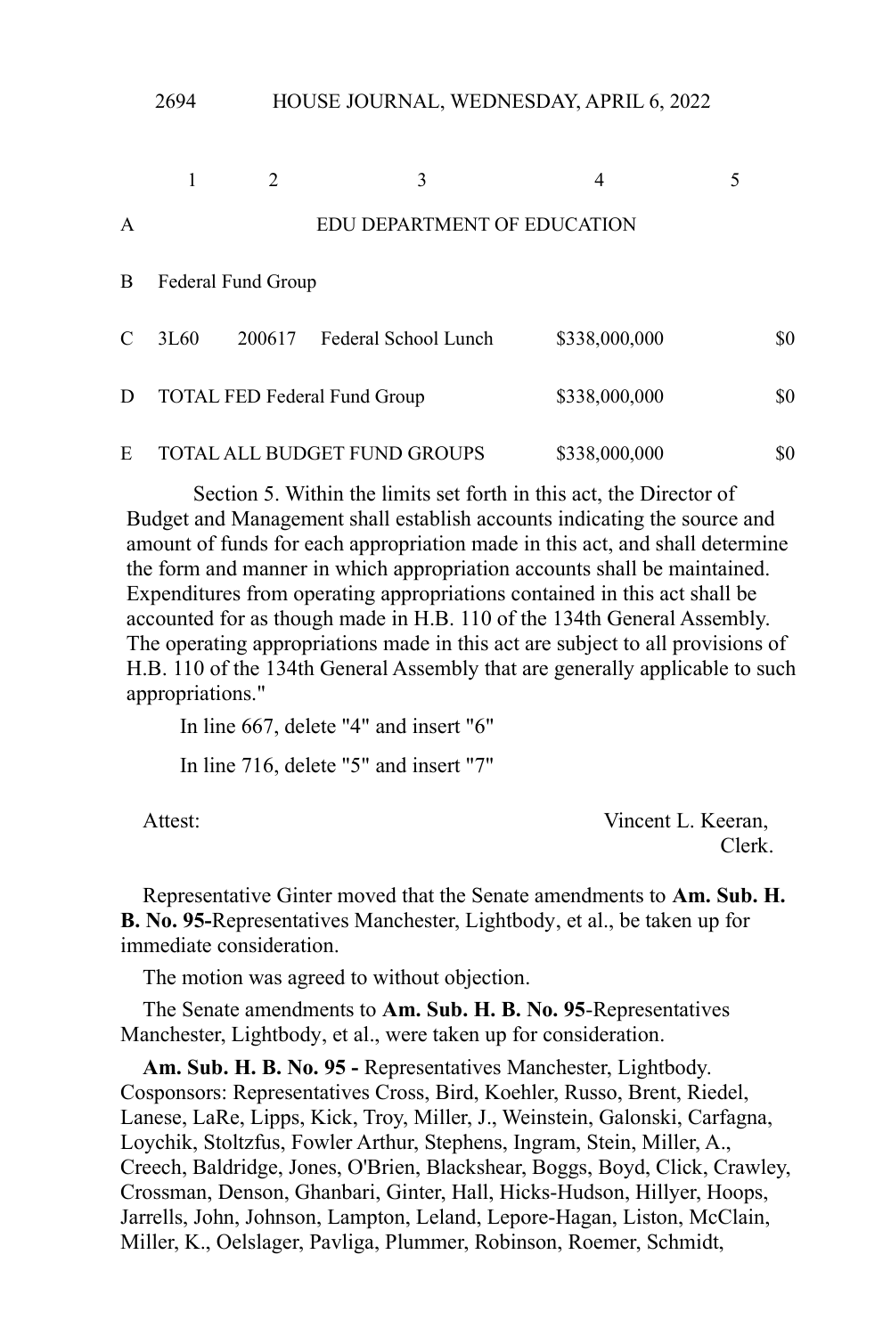| | 1 | 2 | 3 | 4 | 5 |
|---|---|---|---|---|---|
| A | | | EDU DEPARTMENT OF EDUCATION | | |
| B | Federal Fund Group | | | | |
| C | 3L60 | 200617 | Federal School Lunch | $338,000,000 | $0 |
| D | TOTAL FED Federal Fund Group | | | $338,000,000 | $0 |
| E | TOTAL ALL BUDGET FUND GROUPS | | | $338,000,000 | $0 |

Section 5. Within the limits set forth in this act, the Director of Budget and Management shall establish accounts indicating the source and amount of funds for each appropriation made in this act, and shall determine the form and manner in which appropriation accounts shall be maintained. Expenditures from operating appropriations contained in this act shall be accounted for as though made in H.B. 110 of the 134th General Assembly. The operating appropriations made in this act are subject to all provisions of H.B. 110 of the 134th General Assembly that are generally applicable to such appropriations."

In line 667, delete "4" and insert "6"

In line 716, delete "5" and insert "7"

Attest: Vincent L. Keeran,
Clerk.

Representative Ginter moved that the Senate amendments to **Am. Sub. H. B. No. 95-**Representatives Manchester, Lightbody, et al., be taken up for immediate consideration.

The motion was agreed to without objection.

The Senate amendments to **Am. Sub. H. B. No. 95**-Representatives Manchester, Lightbody, et al., were taken up for consideration.

**Am. Sub. H. B. No. 95 -** Representatives Manchester, Lightbody. Cosponsors: Representatives Cross, Bird, Koehler, Russo, Brent, Riedel, Lanese, LaRe, Lipps, Kick, Troy, Miller, J., Weinstein, Galonski, Carfagna, Loychik, Stoltzfus, Fowler Arthur, Stephens, Ingram, Stein, Miller, A., Creech, Baldridge, Jones, O'Brien, Blackshear, Boggs, Boyd, Click, Crawley, Crossman, Denson, Ghanbari, Ginter, Hall, Hicks-Hudson, Hillyer, Hoops, Jarrells, John, Johnson, Lampton, Leland, Lepore-Hagan, Liston, McClain, Miller, K., Oelslager, Pavliga, Plummer, Robinson, Roemer, Schmidt,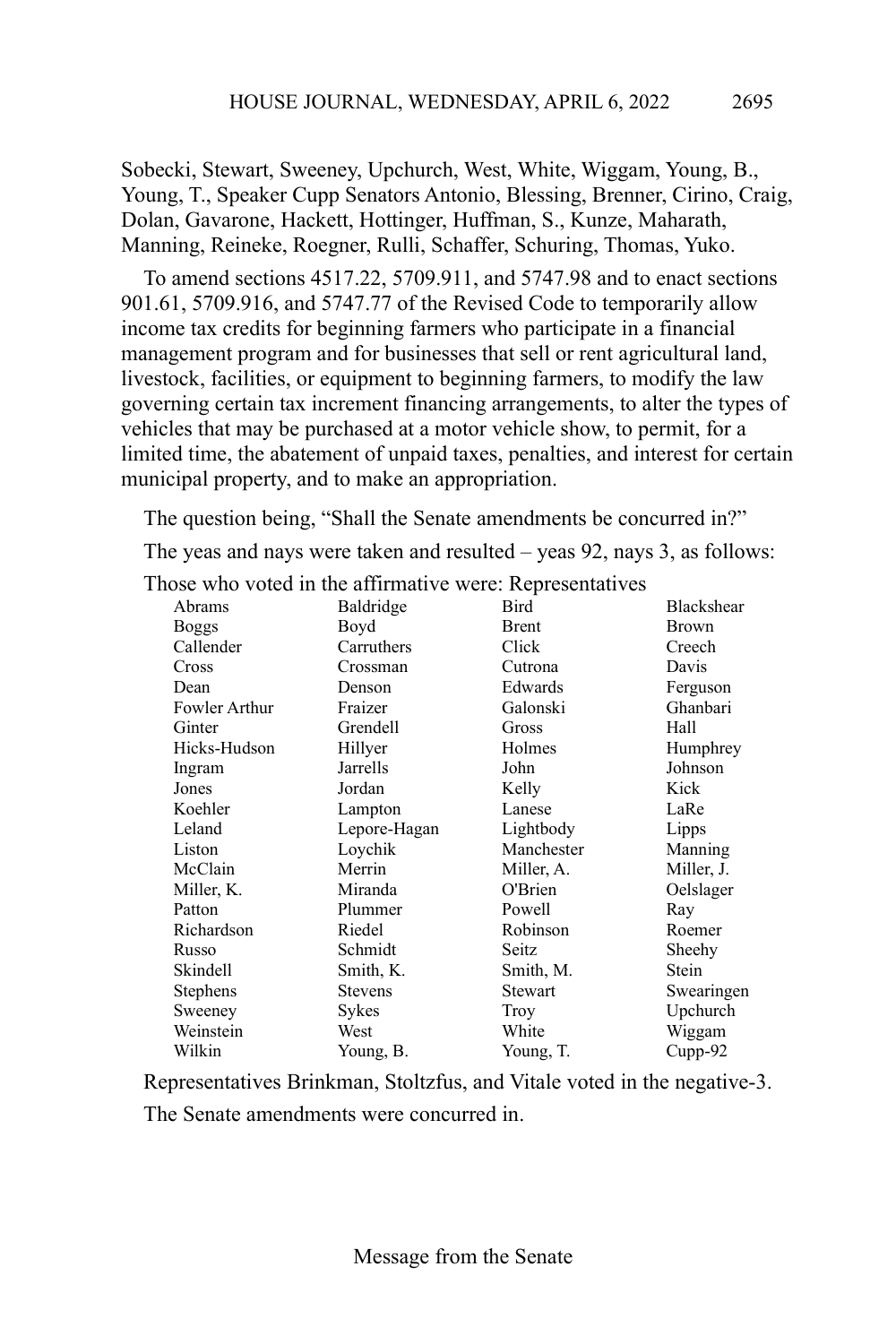Sobecki, Stewart, Sweeney, Upchurch, West, White, Wiggam, Young, B., Young, T., Speaker Cupp Senators Antonio, Blessing, Brenner, Cirino, Craig, Dolan, Gavarone, Hackett, Hottinger, Huffman, S., Kunze, Maharath, Manning, Reineke, Roegner, Rulli, Schaffer, Schuring, Thomas, Yuko.

To amend sections 4517.22, 5709.911, and 5747.98 and to enact sections 901.61, 5709.916, and 5747.77 of the Revised Code to temporarily allow income tax credits for beginning farmers who participate in a financial management program and for businesses that sell or rent agricultural land, livestock, facilities, or equipment to beginning farmers, to modify the law governing certain tax increment financing arrangements, to alter the types of vehicles that may be purchased at a motor vehicle show, to permit, for a limited time, the abatement of unpaid taxes, penalties, and interest for certain municipal property, and to make an appropriation.

The question being, "Shall the Senate amendments be concurred in?"

The yeas and nays were taken and resulted – yeas 92, nays 3, as follows:

Those who voted in the affirmative were: Representatives

| | | | |
|---|---|---|---|
| Abrams | Baldridge | Bird | Blackshear |
| Boggs | Boyd | Brent | Brown |
| Callender | Carruthers | Click | Creech |
| Cross | Crossman | Cutrona | Davis |
| Dean | Denson | Edwards | Ferguson |
| Fowler Arthur | Fraizer | Galonski | Ghanbari |
| Ginter | Grendell | Gross | Hall |
| Hicks-Hudson | Hillyer | Holmes | Humphrey |
| Ingram | Jarrells | John | Johnson |
| Jones | Jordan | Kelly | Kick |
| Koehler | Lampton | Lanese | LaRe |
| Leland | Lepore-Hagan | Lightbody | Lipps |
| Liston | Loychik | Manchester | Manning |
| McClain | Merrin | Miller, A. | Miller, J. |
| Miller, K. | Miranda | O'Brien | Oelslager |
| Patton | Plummer | Powell | Ray |
| Richardson | Riedel | Robinson | Roemer |
| Russo | Schmidt | Seitz | Sheehy |
| Skindell | Smith, K. | Smith, M. | Stein |
| Stephens | Stevens | Stewart | Swearingen |
| Sweeney | Sykes | Troy | Upchurch |
| Weinstein | West | White | Wiggam |
| Wilkin | Young, B. | Young, T. | Cupp-92 |

Representatives Brinkman, Stoltzfus, and Vitale voted in the negative-3.

The Senate amendments were concurred in.

Message from the Senate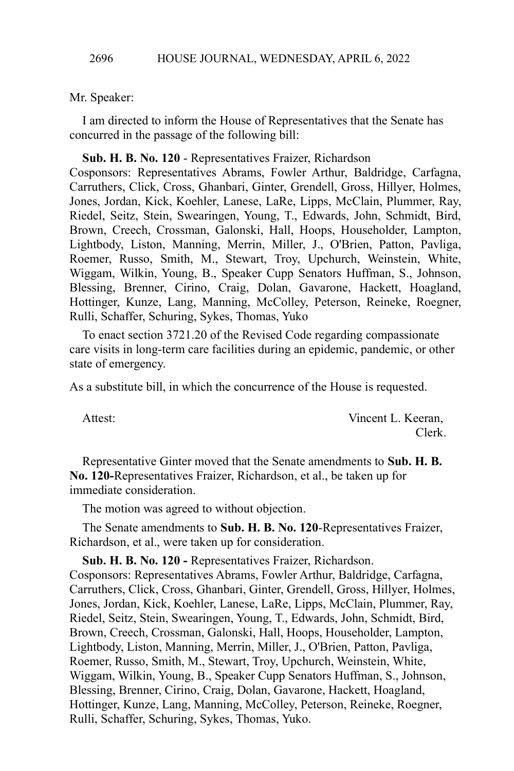Mr. Speaker:

I am directed to inform the House of Representatives that the Senate has concurred in the passage of the following bill:

**Sub. H. B. No. 120** - Representatives Fraizer, Richardson
Cosponsors: Representatives Abrams, Fowler Arthur, Baldridge, Carfagna, Carruthers, Click, Cross, Ghanbari, Ginter, Grendell, Gross, Hillyer, Holmes, Jones, Jordan, Kick, Koehler, Lanese, LaRe, Lipps, McClain, Plummer, Ray, Riedel, Seitz, Stein, Swearingen, Young, T., Edwards, John, Schmidt, Bird, Brown, Creech, Crossman, Galonski, Hall, Hoops, Householder, Lampton, Lightbody, Liston, Manning, Merrin, Miller, J., O'Brien, Patton, Pavliga, Roemer, Russo, Smith, M., Stewart, Troy, Upchurch, Weinstein, White, Wiggam, Wilkin, Young, B., Speaker Cupp Senators Huffman, S., Johnson, Blessing, Brenner, Cirino, Craig, Dolan, Gavarone, Hackett, Hoagland, Hottinger, Kunze, Lang, Manning, McColley, Peterson, Reineke, Roegner, Rulli, Schaffer, Schuring, Sykes, Thomas, Yuko

To enact section 3721.20 of the Revised Code regarding compassionate care visits in long-term care facilities during an epidemic, pandemic, or other state of emergency.

As a substitute bill, in which the concurrence of the House is requested.

Attest: Vincent L. Keeran,
Clerk.

Representative Ginter moved that the Senate amendments to **Sub. H. B. No. 120-**Representatives Fraizer, Richardson, et al., be taken up for immediate consideration.

The motion was agreed to without objection.

The Senate amendments to **Sub. H. B. No. 120**-Representatives Fraizer, Richardson, et al., were taken up for consideration.

**Sub. H. B. No. 120 -** Representatives Fraizer, Richardson.
Cosponsors: Representatives Abrams, Fowler Arthur, Baldridge, Carfagna, Carruthers, Click, Cross, Ghanbari, Ginter, Grendell, Gross, Hillyer, Holmes, Jones, Jordan, Kick, Koehler, Lanese, LaRe, Lipps, McClain, Plummer, Ray, Riedel, Seitz, Stein, Swearingen, Young, T., Edwards, John, Schmidt, Bird, Brown, Creech, Crossman, Galonski, Hall, Hoops, Householder, Lampton, Lightbody, Liston, Manning, Merrin, Miller, J., O'Brien, Patton, Pavliga, Roemer, Russo, Smith, M., Stewart, Troy, Upchurch, Weinstein, White, Wiggam, Wilkin, Young, B., Speaker Cupp Senators Huffman, S., Johnson, Blessing, Brenner, Cirino, Craig, Dolan, Gavarone, Hackett, Hoagland, Hottinger, Kunze, Lang, Manning, McColley, Peterson, Reineke, Roegner, Rulli, Schaffer, Schuring, Sykes, Thomas, Yuko.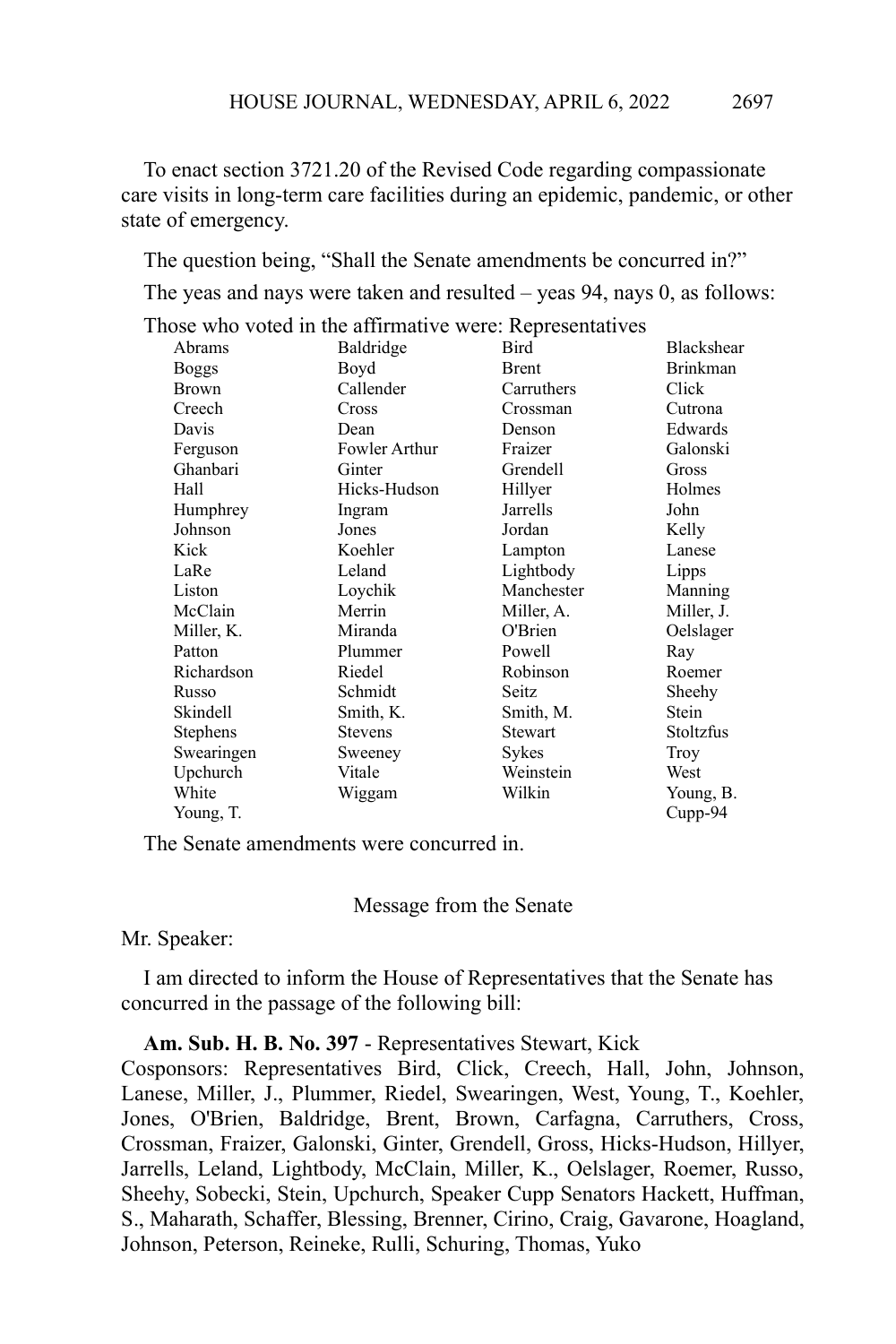To enact section 3721.20 of the Revised Code regarding compassionate care visits in long-term care facilities during an epidemic, pandemic, or other state of emergency.

The question being, "Shall the Senate amendments be concurred in?"

The yeas and nays were taken and resulted – yeas 94, nays 0, as follows:

Those who voted in the affirmative were: Representatives

| | | | |
|---|---|---|---|
| Abrams | Baldridge | Bird | Blackshear |
| Boggs | Boyd | Brent | Brinkman |
| Brown | Callender | Carruthers | Click |
| Creech | Cross | Crossman | Cutrona |
| Davis | Dean | Denson | Edwards |
| Ferguson | Fowler Arthur | Fraizer | Galonski |
| Ghanbari | Ginter | Grendell | Gross |
| Hall | Hicks-Hudson | Hillyer | Holmes |
| Humphrey | Ingram | Jarrells | John |
| Johnson | Jones | Jordan | Kelly |
| Kick | Koehler | Lampton | Lanese |
| LaRe | Leland | Lightbody | Lipps |
| Liston | Loychik | Manchester | Manning |
| McClain | Merrin | Miller, A. | Miller, J. |
| Miller, K. | Miranda | O'Brien | Oelslager |
| Patton | Plummer | Powell | Ray |
| Richardson | Riedel | Robinson | Roemer |
| Russo | Schmidt | Seitz | Sheehy |
| Skindell | Smith, K. | Smith, M. | Stein |
| Stephens | Stevens | Stewart | Stoltzfus |
| Swearingen | Sweeney | Sykes | Troy |
| Upchurch | Vitale | Weinstein | West |
| White | Wiggam | Wilkin | Young, B. |
| Young, T. | | | Cupp-94 |

The Senate amendments were concurred in.

Message from the Senate

Mr. Speaker:

I am directed to inform the House of Representatives that the Senate has concurred in the passage of the following bill:

**Am. Sub. H. B. No. 397** - Representatives Stewart, Kick
Cosponsors: Representatives Bird, Click, Creech, Hall, John, Johnson, Lanese, Miller, J., Plummer, Riedel, Swearingen, West, Young, T., Koehler, Jones, O'Brien, Baldridge, Brent, Brown, Carfagna, Carruthers, Cross, Crossman, Fraizer, Galonski, Ginter, Grendell, Gross, Hicks-Hudson, Hillyer, Jarrells, Leland, Lightbody, McClain, Miller, K., Oelslager, Roemer, Russo, Sheehy, Sobecki, Stein, Upchurch, Speaker Cupp Senators Hackett, Huffman, S., Maharath, Schaffer, Blessing, Brenner, Cirino, Craig, Gavarone, Hoagland, Johnson, Peterson, Reineke, Rulli, Schuring, Thomas, Yuko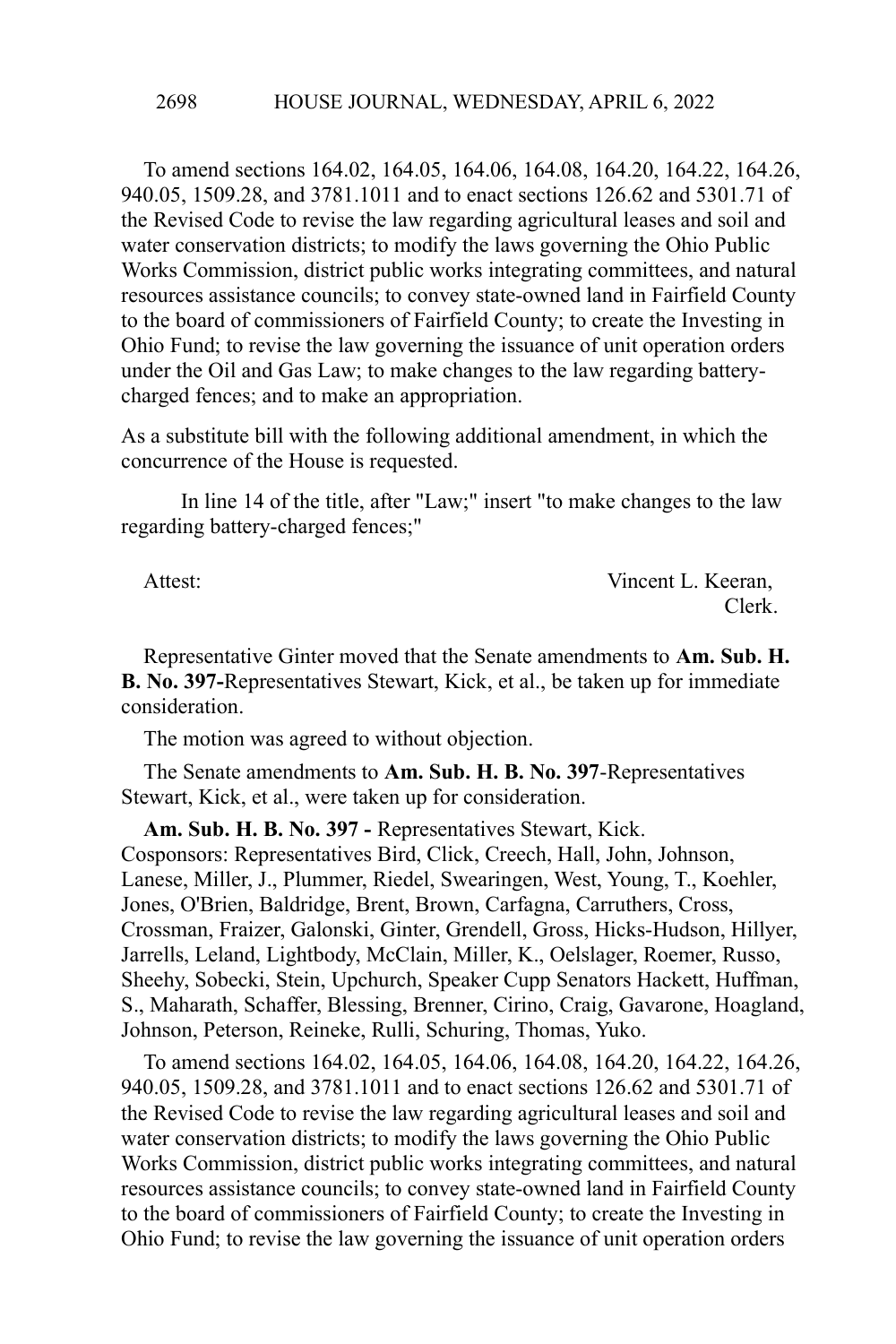To amend sections 164.02, 164.05, 164.06, 164.08, 164.20, 164.22, 164.26, 940.05, 1509.28, and 3781.1011 and to enact sections 126.62 and 5301.71 of the Revised Code to revise the law regarding agricultural leases and soil and water conservation districts; to modify the laws governing the Ohio Public Works Commission, district public works integrating committees, and natural resources assistance councils; to convey state-owned land in Fairfield County to the board of commissioners of Fairfield County; to create the Investing in Ohio Fund; to revise the law governing the issuance of unit operation orders under the Oil and Gas Law; to make changes to the law regarding battery-charged fences; and to make an appropriation.

As a substitute bill with the following additional amendment, in which the concurrence of the House is requested.

In line 14 of the title, after "Law;" insert "to make changes to the law regarding battery-charged fences;"

Attest: Vincent L. Keeran,
Clerk.

Representative Ginter moved that the Senate amendments to **Am. Sub. H. B. No. 397-**Representatives Stewart, Kick, et al., be taken up for immediate consideration.

The motion was agreed to without objection.

The Senate amendments to **Am. Sub. H. B. No. 397**-Representatives Stewart, Kick, et al., were taken up for consideration.

**Am. Sub. H. B. No. 397 -** Representatives Stewart, Kick.
Cosponsors: Representatives Bird, Click, Creech, Hall, John, Johnson, Lanese, Miller, J., Plummer, Riedel, Swearingen, West, Young, T., Koehler, Jones, O'Brien, Baldridge, Brent, Brown, Carfagna, Carruthers, Cross, Crossman, Fraizer, Galonski, Ginter, Grendell, Gross, Hicks-Hudson, Hillyer, Jarrells, Leland, Lightbody, McClain, Miller, K., Oelslager, Roemer, Russo, Sheehy, Sobecki, Stein, Upchurch, Speaker Cupp Senators Hackett, Huffman, S., Maharath, Schaffer, Blessing, Brenner, Cirino, Craig, Gavarone, Hoagland, Johnson, Peterson, Reineke, Rulli, Schuring, Thomas, Yuko.

To amend sections 164.02, 164.05, 164.06, 164.08, 164.20, 164.22, 164.26, 940.05, 1509.28, and 3781.1011 and to enact sections 126.62 and 5301.71 of the Revised Code to revise the law regarding agricultural leases and soil and water conservation districts; to modify the laws governing the Ohio Public Works Commission, district public works integrating committees, and natural resources assistance councils; to convey state-owned land in Fairfield County to the board of commissioners of Fairfield County; to create the Investing in Ohio Fund; to revise the law governing the issuance of unit operation orders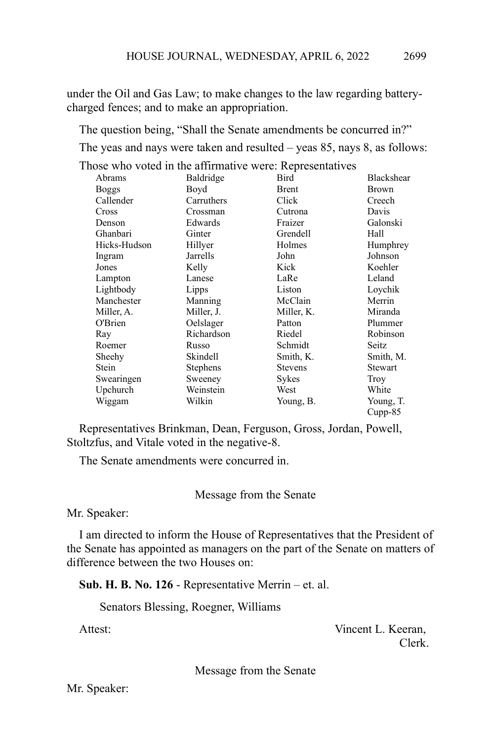under the Oil and Gas Law; to make changes to the law regarding battery-charged fences; and to make an appropriation.

The question being, "Shall the Senate amendments be concurred in?"

The yeas and nays were taken and resulted – yeas 85, nays 8, as follows:

Those who voted in the affirmative were: Representatives

| | | | |
|---|---|---|---|
| Abrams | Baldridge | Bird | Blackshear |
| Boggs | Boyd | Brent | Brown |
| Callender | Carruthers | Click | Creech |
| Cross | Crossman | Cutrona | Davis |
| Denson | Edwards | Fraizer | Galonski |
| Ghanbari | Ginter | Grendell | Hall |
| Hicks-Hudson | Hillyer | Holmes | Humphrey |
| Ingram | Jarrells | John | Johnson |
| Jones | Kelly | Kick | Koehler |
| Lampton | Lanese | LaRe | Leland |
| Lightbody | Lipps | Liston | Loychik |
| Manchester | Manning | McClain | Merrin |
| Miller, A. | Miller, J. | Miller, K. | Miranda |
| O'Brien | Oelslager | Patton | Plummer |
| Ray | Richardson | Riedel | Robinson |
| Roemer | Russo | Schmidt | Seitz |
| Sheehy | Skindell | Smith, K. | Smith, M. |
| Stein | Stephens | Stevens | Stewart |
| Swearingen | Sweeney | Sykes | Troy |
| Upchurch | Weinstein | West | White |
| Wiggam | Wilkin | Young, B. | Young, T. |
| | | | Cupp-85 |

Representatives Brinkman, Dean, Ferguson, Gross, Jordan, Powell, Stoltzfus, and Vitale voted in the negative-8.

The Senate amendments were concurred in.

Message from the Senate

Mr. Speaker:

I am directed to inform the House of Representatives that the President of the Senate has appointed as managers on the part of the Senate on matters of difference between the two Houses on:

**Sub. H. B. No. 126** - Representative Merrin – et. al.

Senators Blessing, Roegner, Williams

Attest: Vincent L. Keeran, Clerk.

Message from the Senate

Mr. Speaker: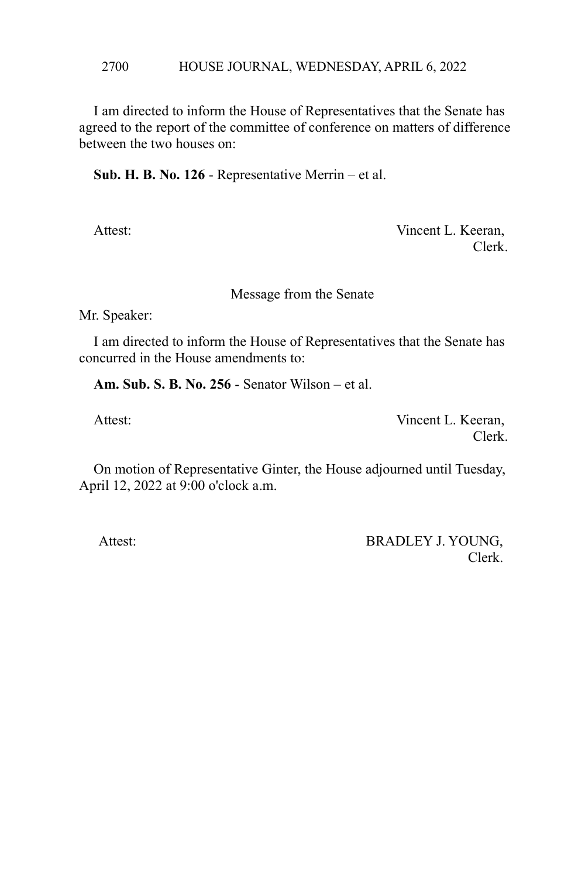I am directed to inform the House of Representatives that the Senate has agreed to the report of the committee of conference on matters of difference between the two houses on:

**Sub. H. B. No. 126** - Representative Merrin – et al.

Attest: Vincent L. Keeran,
Clerk.

Message from the Senate

Mr. Speaker:

I am directed to inform the House of Representatives that the Senate has concurred in the House amendments to:

**Am. Sub. S. B. No. 256** - Senator Wilson – et al.

Attest: Vincent L. Keeran,
Clerk.

On motion of Representative Ginter, the House adjourned until Tuesday, April 12, 2022 at 9:00 o'clock a.m.

Attest: BRADLEY J. YOUNG,
Clerk.